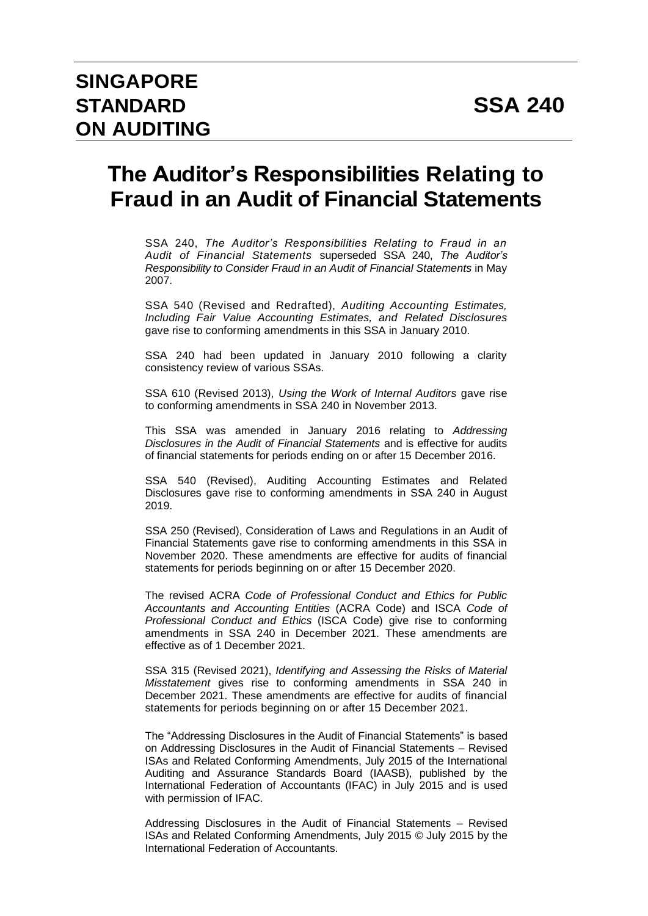# SINGAPORE STANDARD ON AUDITING

# SSA 240

# The Auditor's Responsibilities Relating to Fraud in an Audit of Financial Statements

SSA 240, *The Auditor's Responsibilities Relating to Fraud in an Audit of Financial Statements* superseded SSA 240, *The Auditor's Responsibility to Consider Fraud in an Audit of Financial Statements* in May 2007.

SSA 540 (Revised and Redrafted), *Auditing Accounting Estimates, Including Fair Value Accounting Estimates, and Related Disclosures* gave rise to conforming amendments in this SSA in January 2010.

SSA 240 had been updated in January 2010 following a clarity consistency review of various SSAs.

SSA 610 (Revised 2013), *Using the Work of Internal Auditors* gave rise to conforming amendments in SSA 240 in November 2013.

This SSA was amended in January 2016 relating to *Addressing Disclosures in the Audit of Financial Statements* and is effective for audits of financial statements for periods ending on or after 15 December 2016.

SSA 540 (Revised), Auditing Accounting Estimates and Related Disclosures gave rise to conforming amendments in SSA 240 in August 2019.

SSA 250 (Revised), Consideration of Laws and Regulations in an Audit of Financial Statements gave rise to conforming amendments in this SSA in November 2020. These amendments are effective for audits of financial statements for periods beginning on or after 15 December 2020.

The revised ACRA *Code of Professional Conduct and Ethics for Public Accountants and Accounting Entities* (ACRA Code) and ISCA *Code of Professional Conduct and Ethics* (ISCA Code) give rise to conforming amendments in SSA 240 in December 2021. These amendments are effective as of 1 December 2021.

SSA 315 (Revised 2021), *Identifying and Assessing the Risks of Material Misstatement* gives rise to conforming amendments in SSA 240 in December 2021. These amendments are effective for audits of financial statements for periods beginning on or after 15 December 2021.

The "Addressing Disclosures in the Audit of Financial Statements" is based on Addressing Disclosures in the Audit of Financial Statements – Revised ISAs and Related Conforming Amendments, July 2015 of the International Auditing and Assurance Standards Board (IAASB), published by the International Federation of Accountants (IFAC) in July 2015 and is used with permission of IFAC.

Addressing Disclosures in the Audit of Financial Statements – Revised ISAs and Related Conforming Amendments, July 2015 © July 2015 by the International Federation of Accountants.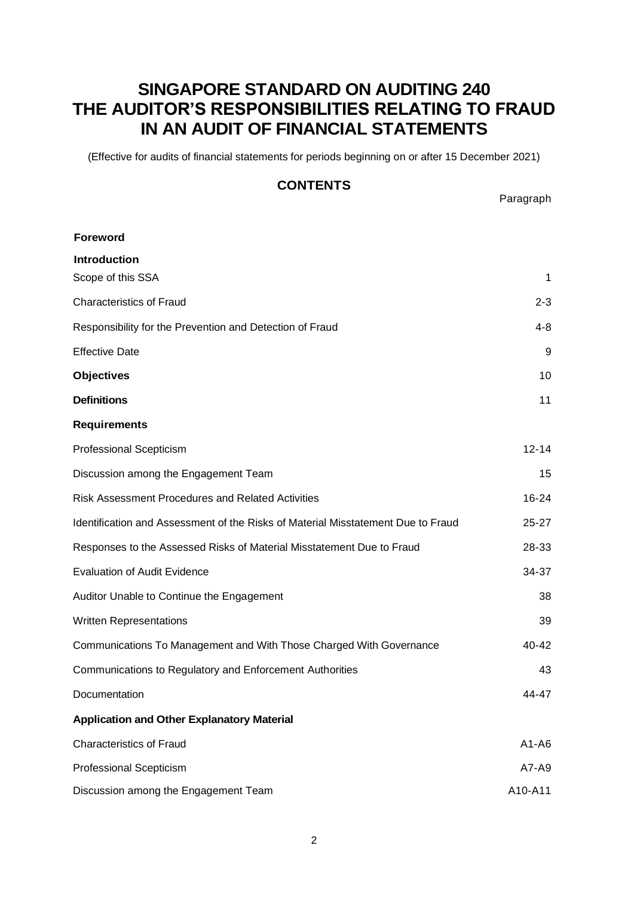# SINGAPORE STANDARD ON AUDITING 240 THE AUDITOR'S RESPONSIBILITIES RELATING TO FRAUD IN AN AUDIT OF FINANCIAL STATEMENTS

(Effective for audits of financial statements for periods beginning on or after 15 December 2021)

## CONTENTS

| | Paragraph |
|---|---|
| **Foreword** | |
| **Introduction** | |
| Scope of this SSA | 1 |
| Characteristics of Fraud | 2-3 |
| Responsibility for the Prevention and Detection of Fraud | 4-8 |
| Effective Date | 9 |
| **Objectives** | 10 |
| **Definitions** | 11 |
| **Requirements** | |
| Professional Scepticism | 12-14 |
| Discussion among the Engagement Team | 15 |
| Risk Assessment Procedures and Related Activities | 16-24 |
| Identification and Assessment of the Risks of Material Misstatement Due to Fraud | 25-27 |
| Responses to the Assessed Risks of Material Misstatement Due to Fraud | 28-33 |
| Evaluation of Audit Evidence | 34-37 |
| Auditor Unable to Continue the Engagement | 38 |
| Written Representations | 39 |
| Communications To Management and With Those Charged With Governance | 40-42 |
| Communications to Regulatory and Enforcement Authorities | 43 |
| Documentation | 44-47 |
| **Application and Other Explanatory Material** | |
| Characteristics of Fraud | A1-A6 |
| Professional Scepticism | A7-A9 |
| Discussion among the Engagement Team | A10-A11 |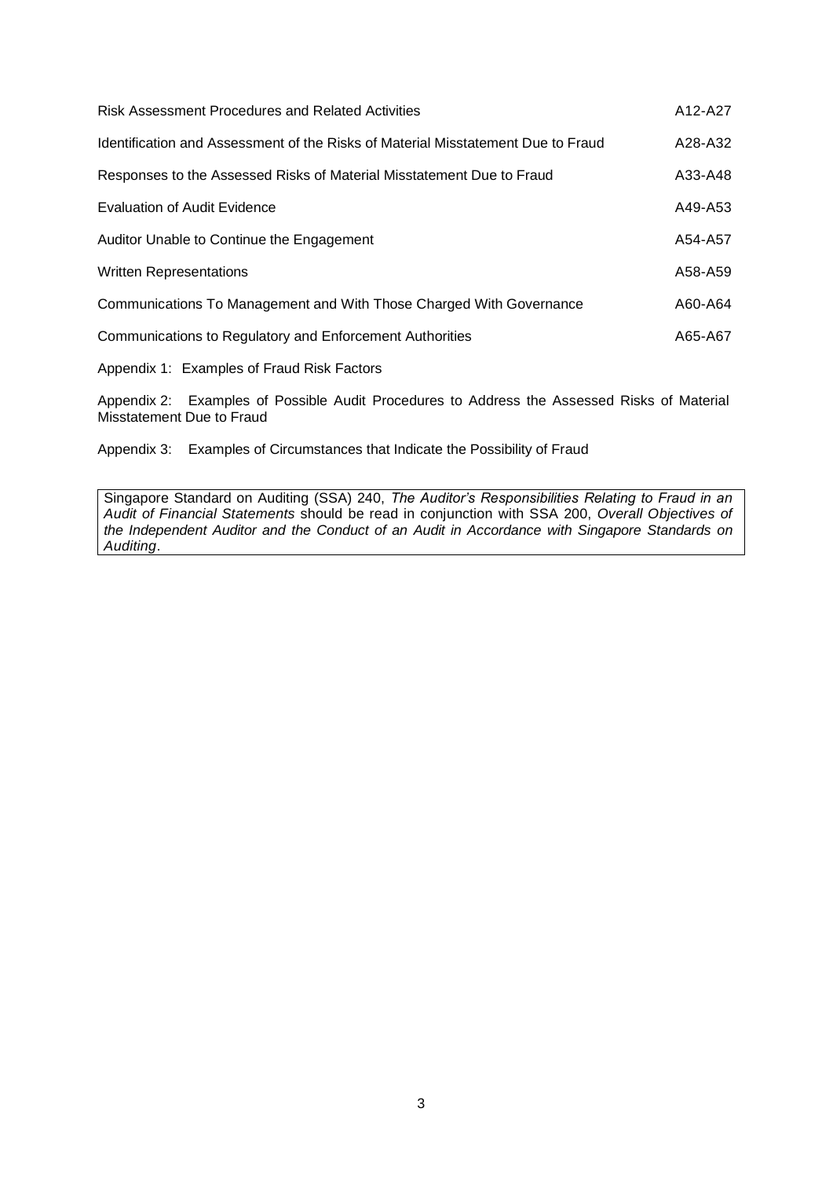| | |
|---|---|
| Risk Assessment Procedures and Related Activities | A12-A27 |
| Identification and Assessment of the Risks of Material Misstatement Due to Fraud | A28-A32 |
| Responses to the Assessed Risks of Material Misstatement Due to Fraud | A33-A48 |
| Evaluation of Audit Evidence | A49-A53 |
| Auditor Unable to Continue the Engagement | A54-A57 |
| Written Representations | A58-A59 |
| Communications To Management and With Those Charged With Governance | A60-A64 |
| Communications to Regulatory and Enforcement Authorities | A65-A67 |

Appendix 1: Examples of Fraud Risk Factors

Appendix 2: Examples of Possible Audit Procedures to Address the Assessed Risks of Material Misstatement Due to Fraud

Appendix 3: Examples of Circumstances that Indicate the Possibility of Fraud

Singapore Standard on Auditing (SSA) 240, *The Auditor's Responsibilities Relating to Fraud in an Audit of Financial Statements* should be read in conjunction with SSA 200, *Overall Objectives of the Independent Auditor and the Conduct of an Audit in Accordance with Singapore Standards on Auditing*.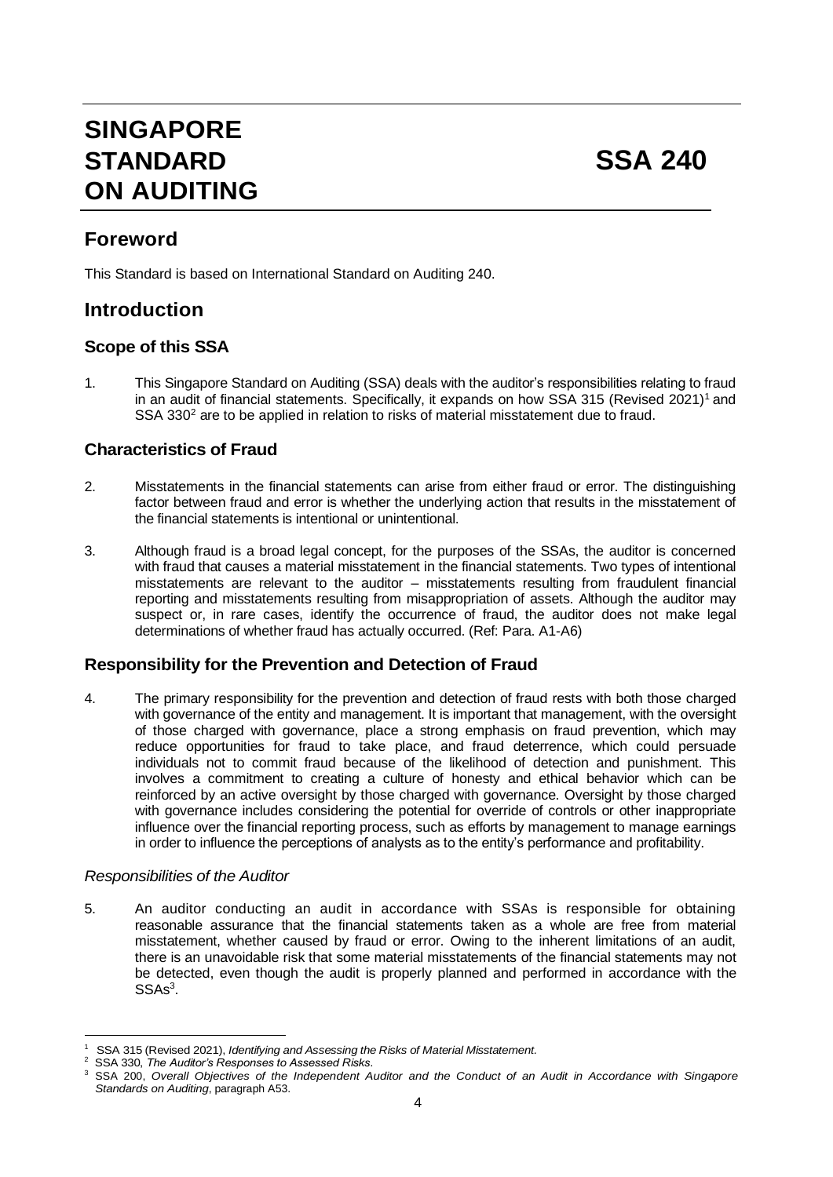# SINGAPORE STANDARD ON AUDITING — SSA 240

## Foreword

This Standard is based on International Standard on Auditing 240.

## Introduction

### Scope of this SSA

1. This Singapore Standard on Auditing (SSA) deals with the auditor's responsibilities relating to fraud in an audit of financial statements. Specifically, it expands on how SSA 315 (Revised 2021)[1] and SSA 330[2] are to be applied in relation to risks of material misstatement due to fraud.

### Characteristics of Fraud

2. Misstatements in the financial statements can arise from either fraud or error. The distinguishing factor between fraud and error is whether the underlying action that results in the misstatement of the financial statements is intentional or unintentional.

3. Although fraud is a broad legal concept, for the purposes of the SSAs, the auditor is concerned with fraud that causes a material misstatement in the financial statements. Two types of intentional misstatements are relevant to the auditor – misstatements resulting from fraudulent financial reporting and misstatements resulting from misappropriation of assets. Although the auditor may suspect or, in rare cases, identify the occurrence of fraud, the auditor does not make legal determinations of whether fraud has actually occurred. (Ref: Para. A1-A6)

### Responsibility for the Prevention and Detection of Fraud

4. The primary responsibility for the prevention and detection of fraud rests with both those charged with governance of the entity and management. It is important that management, with the oversight of those charged with governance, place a strong emphasis on fraud prevention, which may reduce opportunities for fraud to take place, and fraud deterrence, which could persuade individuals not to commit fraud because of the likelihood of detection and punishment. This involves a commitment to creating a culture of honesty and ethical behavior which can be reinforced by an active oversight by those charged with governance. Oversight by those charged with governance includes considering the potential for override of controls or other inappropriate influence over the financial reporting process, such as efforts by management to manage earnings in order to influence the perceptions of analysts as to the entity's performance and profitability.

#### *Responsibilities of the Auditor*

5. An auditor conducting an audit in accordance with SSAs is responsible for obtaining reasonable assurance that the financial statements taken as a whole are free from material misstatement, whether caused by fraud or error. Owing to the inherent limitations of an audit, there is an unavoidable risk that some material misstatements of the financial statements may not be detected, even though the audit is properly planned and performed in accordance with the SSAs[3].

---

[1] SSA 315 (Revised 2021), *Identifying and Assessing the Risks of Material Misstatement*.

[2] SSA 330, *The Auditor's Responses to Assessed Risks*.

[3] SSA 200, *Overall Objectives of the Independent Auditor and the Conduct of an Audit in Accordance with Singapore Standards on Auditing*, paragraph A53.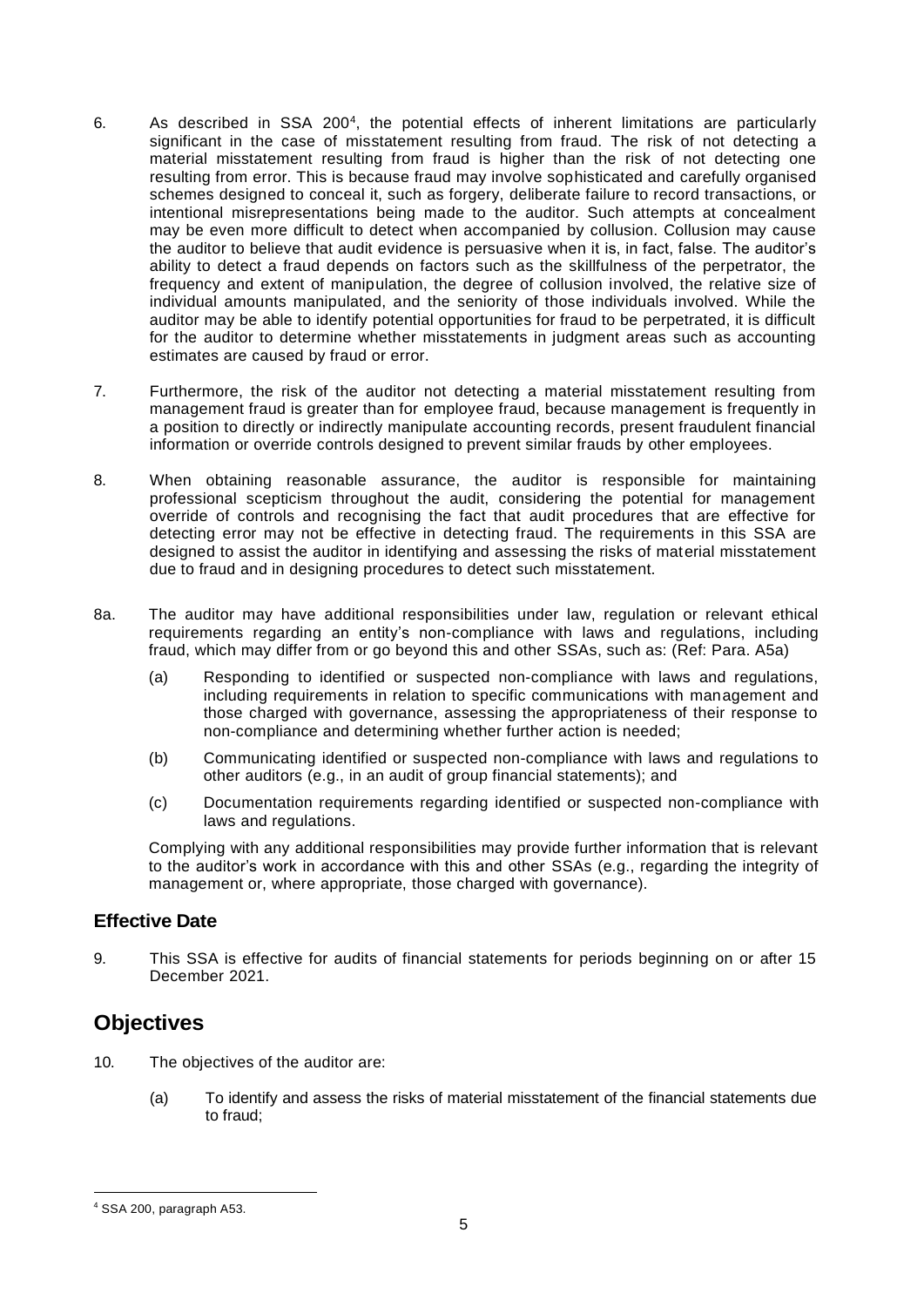6. As described in SSA 200[4], the potential effects of inherent limitations are particularly significant in the case of misstatement resulting from fraud. The risk of not detecting a material misstatement resulting from fraud is higher than the risk of not detecting one resulting from error. This is because fraud may involve sophisticated and carefully organised schemes designed to conceal it, such as forgery, deliberate failure to record transactions, or intentional misrepresentations being made to the auditor. Such attempts at concealment may be even more difficult to detect when accompanied by collusion. Collusion may cause the auditor to believe that audit evidence is persuasive when it is, in fact, false. The auditor's ability to detect a fraud depends on factors such as the skillfulness of the perpetrator, the frequency and extent of manipulation, the degree of collusion involved, the relative size of individual amounts manipulated, and the seniority of those individuals involved. While the auditor may be able to identify potential opportunities for fraud to be perpetrated, it is difficult for the auditor to determine whether misstatements in judgment areas such as accounting estimates are caused by fraud or error.

7. Furthermore, the risk of the auditor not detecting a material misstatement resulting from management fraud is greater than for employee fraud, because management is frequently in a position to directly or indirectly manipulate accounting records, present fraudulent financial information or override controls designed to prevent similar frauds by other employees.

8. When obtaining reasonable assurance, the auditor is responsible for maintaining professional scepticism throughout the audit, considering the potential for management override of controls and recognising the fact that audit procedures that are effective for detecting error may not be effective in detecting fraud. The requirements in this SSA are designed to assist the auditor in identifying and assessing the risks of material misstatement due to fraud and in designing procedures to detect such misstatement.

8a. The auditor may have additional responsibilities under law, regulation or relevant ethical requirements regarding an entity's non-compliance with laws and regulations, including fraud, which may differ from or go beyond this and other SSAs, such as: (Ref: Para. A5a)

   (a) Responding to identified or suspected non-compliance with laws and regulations, including requirements in relation to specific communications with management and those charged with governance, assessing the appropriateness of their response to non-compliance and determining whether further action is needed;

   (b) Communicating identified or suspected non-compliance with laws and regulations to other auditors (e.g., in an audit of group financial statements); and

   (c) Documentation requirements regarding identified or suspected non-compliance with laws and regulations.

   Complying with any additional responsibilities may provide further information that is relevant to the auditor's work in accordance with this and other SSAs (e.g., regarding the integrity of management or, where appropriate, those charged with governance).

### Effective Date

9. This SSA is effective for audits of financial statements for periods beginning on or after 15 December 2021.

## Objectives

10. The objectives of the auditor are:

   (a) To identify and assess the risks of material misstatement of the financial statements due to fraud;

[4] SSA 200, paragraph A53.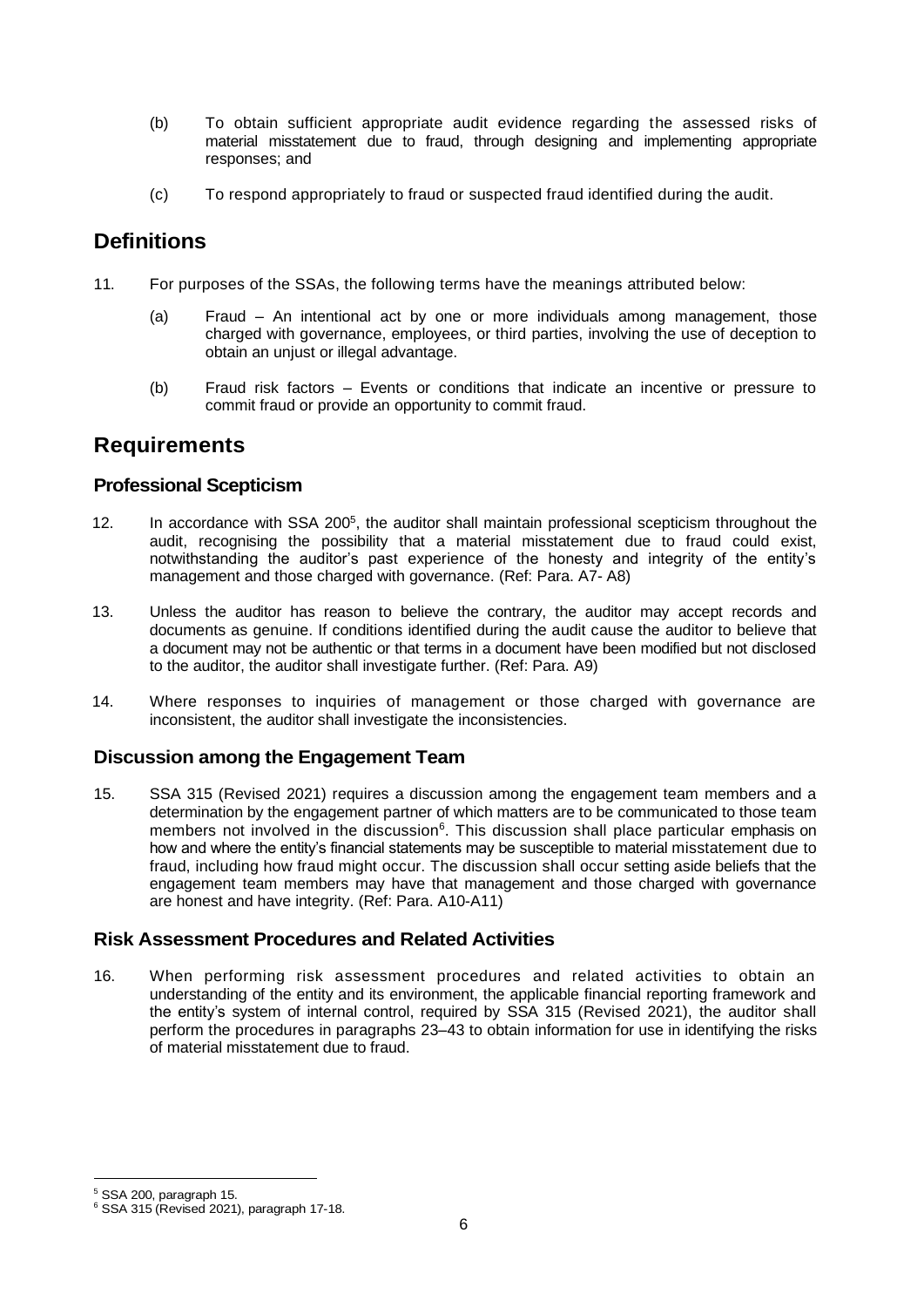(b) To obtain sufficient appropriate audit evidence regarding the assessed risks of material misstatement due to fraud, through designing and implementing appropriate responses; and

(c) To respond appropriately to fraud or suspected fraud identified during the audit.

## Definitions

11. For purposes of the SSAs, the following terms have the meanings attributed below:

    (a) Fraud – An intentional act by one or more individuals among management, those charged with governance, employees, or third parties, involving the use of deception to obtain an unjust or illegal advantage.

    (b) Fraud risk factors – Events or conditions that indicate an incentive or pressure to commit fraud or provide an opportunity to commit fraud.

## Requirements

### Professional Scepticism

12. In accordance with SSA 200[5], the auditor shall maintain professional scepticism throughout the audit, recognising the possibility that a material misstatement due to fraud could exist, notwithstanding the auditor's past experience of the honesty and integrity of the entity's management and those charged with governance. (Ref: Para. A7- A8)

13. Unless the auditor has reason to believe the contrary, the auditor may accept records and documents as genuine. If conditions identified during the audit cause the auditor to believe that a document may not be authentic or that terms in a document have been modified but not disclosed to the auditor, the auditor shall investigate further. (Ref: Para. A9)

14. Where responses to inquiries of management or those charged with governance are inconsistent, the auditor shall investigate the inconsistencies.

### Discussion among the Engagement Team

15. SSA 315 (Revised 2021) requires a discussion among the engagement team members and a determination by the engagement partner of which matters are to be communicated to those team members not involved in the discussion[6]. This discussion shall place particular emphasis on how and where the entity's financial statements may be susceptible to material misstatement due to fraud, including how fraud might occur. The discussion shall occur setting aside beliefs that the engagement team members may have that management and those charged with governance are honest and have integrity. (Ref: Para. A10-A11)

### Risk Assessment Procedures and Related Activities

16. When performing risk assessment procedures and related activities to obtain an understanding of the entity and its environment, the applicable financial reporting framework and the entity's system of internal control, required by SSA 315 (Revised 2021), the auditor shall perform the procedures in paragraphs 23–43 to obtain information for use in identifying the risks of material misstatement due to fraud.

---

[5] SSA 200, paragraph 15.

[6] SSA 315 (Revised 2021), paragraph 17-18.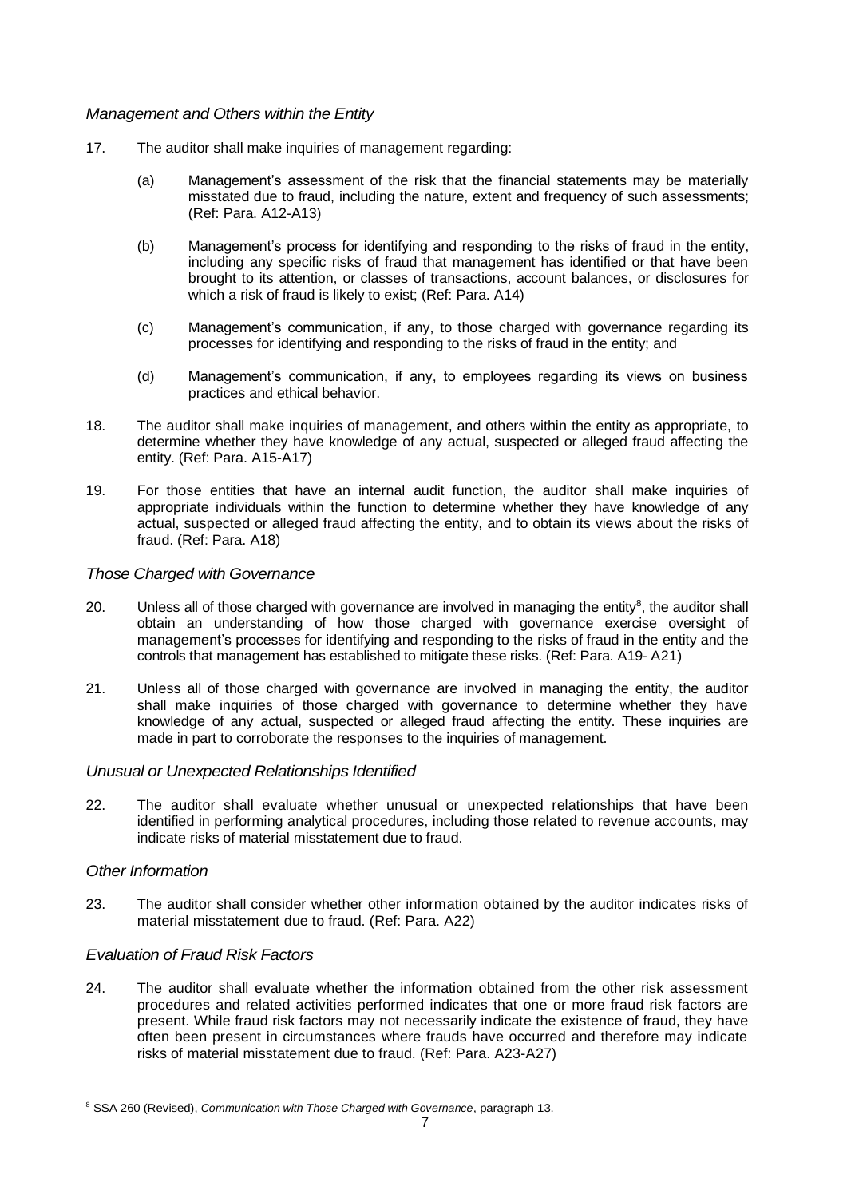*Management and Others within the Entity*

17. The auditor shall make inquiries of management regarding:

    (a) Management's assessment of the risk that the financial statements may be materially misstated due to fraud, including the nature, extent and frequency of such assessments; (Ref: Para. A12-A13)

    (b) Management's process for identifying and responding to the risks of fraud in the entity, including any specific risks of fraud that management has identified or that have been brought to its attention, or classes of transactions, account balances, or disclosures for which a risk of fraud is likely to exist; (Ref: Para. A14)

    (c) Management's communication, if any, to those charged with governance regarding its processes for identifying and responding to the risks of fraud in the entity; and

    (d) Management's communication, if any, to employees regarding its views on business practices and ethical behavior.

18. The auditor shall make inquiries of management, and others within the entity as appropriate, to determine whether they have knowledge of any actual, suspected or alleged fraud affecting the entity. (Ref: Para. A15-A17)

19. For those entities that have an internal audit function, the auditor shall make inquiries of appropriate individuals within the function to determine whether they have knowledge of any actual, suspected or alleged fraud affecting the entity, and to obtain its views about the risks of fraud. (Ref: Para. A18)

*Those Charged with Governance*

20. Unless all of those charged with governance are involved in managing the entity[8], the auditor shall obtain an understanding of how those charged with governance exercise oversight of management's processes for identifying and responding to the risks of fraud in the entity and the controls that management has established to mitigate these risks. (Ref: Para. A19- A21)

21. Unless all of those charged with governance are involved in managing the entity, the auditor shall make inquiries of those charged with governance to determine whether they have knowledge of any actual, suspected or alleged fraud affecting the entity. These inquiries are made in part to corroborate the responses to the inquiries of management.

*Unusual or Unexpected Relationships Identified*

22. The auditor shall evaluate whether unusual or unexpected relationships that have been identified in performing analytical procedures, including those related to revenue accounts, may indicate risks of material misstatement due to fraud.

*Other Information*

23. The auditor shall consider whether other information obtained by the auditor indicates risks of material misstatement due to fraud. (Ref: Para. A22)

*Evaluation of Fraud Risk Factors*

24. The auditor shall evaluate whether the information obtained from the other risk assessment procedures and related activities performed indicates that one or more fraud risk factors are present. While fraud risk factors may not necessarily indicate the existence of fraud, they have often been present in circumstances where frauds have occurred and therefore may indicate risks of material misstatement due to fraud. (Ref: Para. A23-A27)

---

[8] SSA 260 (Revised), *Communication with Those Charged with Governance*, paragraph 13.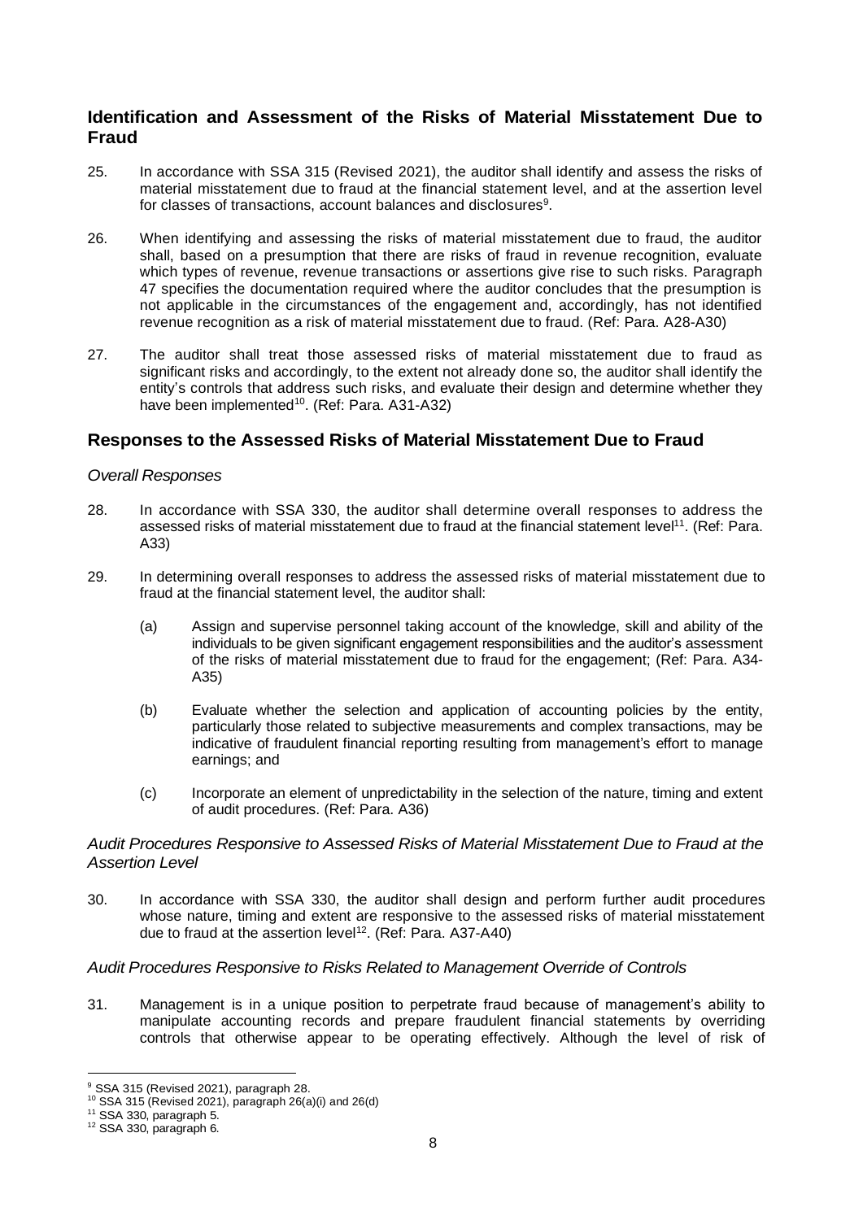## Identification and Assessment of the Risks of Material Misstatement Due to Fraud

25. In accordance with SSA 315 (Revised 2021), the auditor shall identify and assess the risks of material misstatement due to fraud at the financial statement level, and at the assertion level for classes of transactions, account balances and disclosures[9].

26. When identifying and assessing the risks of material misstatement due to fraud, the auditor shall, based on a presumption that there are risks of fraud in revenue recognition, evaluate which types of revenue, revenue transactions or assertions give rise to such risks. Paragraph 47 specifies the documentation required where the auditor concludes that the presumption is not applicable in the circumstances of the engagement and, accordingly, has not identified revenue recognition as a risk of material misstatement due to fraud. (Ref: Para. A28-A30)

27. The auditor shall treat those assessed risks of material misstatement due to fraud as significant risks and accordingly, to the extent not already done so, the auditor shall identify the entity's controls that address such risks, and evaluate their design and determine whether they have been implemented[10]. (Ref: Para. A31-A32)

## Responses to the Assessed Risks of Material Misstatement Due to Fraud

### *Overall Responses*

28. In accordance with SSA 330, the auditor shall determine overall responses to address the assessed risks of material misstatement due to fraud at the financial statement level[11]. (Ref: Para. A33)

29. In determining overall responses to address the assessed risks of material misstatement due to fraud at the financial statement level, the auditor shall:

    (a) Assign and supervise personnel taking account of the knowledge, skill and ability of the individuals to be given significant engagement responsibilities and the auditor's assessment of the risks of material misstatement due to fraud for the engagement; (Ref: Para. A34-A35)

    (b) Evaluate whether the selection and application of accounting policies by the entity, particularly those related to subjective measurements and complex transactions, may be indicative of fraudulent financial reporting resulting from management's effort to manage earnings; and

    (c) Incorporate an element of unpredictability in the selection of the nature, timing and extent of audit procedures. (Ref: Para. A36)

### *Audit Procedures Responsive to Assessed Risks of Material Misstatement Due to Fraud at the Assertion Level*

30. In accordance with SSA 330, the auditor shall design and perform further audit procedures whose nature, timing and extent are responsive to the assessed risks of material misstatement due to fraud at the assertion level[12]. (Ref: Para. A37-A40)

### *Audit Procedures Responsive to Risks Related to Management Override of Controls*

31. Management is in a unique position to perpetrate fraud because of management's ability to manipulate accounting records and prepare fraudulent financial statements by overriding controls that otherwise appear to be operating effectively. Although the level of risk of

---

[9] SSA 315 (Revised 2021), paragraph 28.

[10] SSA 315 (Revised 2021), paragraph 26(a)(i) and 26(d)

[11] SSA 330, paragraph 5.

[12] SSA 330, paragraph 6.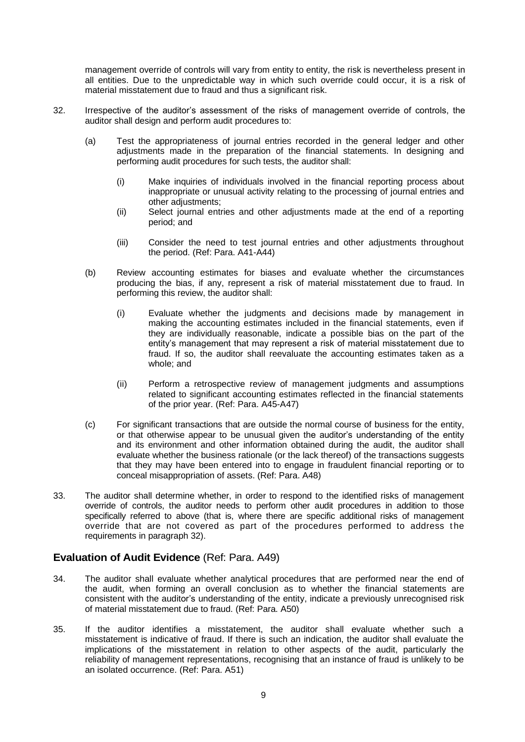management override of controls will vary from entity to entity, the risk is nevertheless present in all entities. Due to the unpredictable way in which such override could occur, it is a risk of material misstatement due to fraud and thus a significant risk.

32. Irrespective of the auditor's assessment of the risks of management override of controls, the auditor shall design and perform audit procedures to:

    (a) Test the appropriateness of journal entries recorded in the general ledger and other adjustments made in the preparation of the financial statements. In designing and performing audit procedures for such tests, the auditor shall:

        (i) Make inquiries of individuals involved in the financial reporting process about inappropriate or unusual activity relating to the processing of journal entries and other adjustments;

        (ii) Select journal entries and other adjustments made at the end of a reporting period; and

        (iii) Consider the need to test journal entries and other adjustments throughout the period. (Ref: Para. A41-A44)

    (b) Review accounting estimates for biases and evaluate whether the circumstances producing the bias, if any, represent a risk of material misstatement due to fraud. In performing this review, the auditor shall:

        (i) Evaluate whether the judgments and decisions made by management in making the accounting estimates included in the financial statements, even if they are individually reasonable, indicate a possible bias on the part of the entity's management that may represent a risk of material misstatement due to fraud. If so, the auditor shall reevaluate the accounting estimates taken as a whole; and

        (ii) Perform a retrospective review of management judgments and assumptions related to significant accounting estimates reflected in the financial statements of the prior year. (Ref: Para. A45-A47)

    (c) For significant transactions that are outside the normal course of business for the entity, or that otherwise appear to be unusual given the auditor's understanding of the entity and its environment and other information obtained during the audit, the auditor shall evaluate whether the business rationale (or the lack thereof) of the transactions suggests that they may have been entered into to engage in fraudulent financial reporting or to conceal misappropriation of assets. (Ref: Para. A48)

33. The auditor shall determine whether, in order to respond to the identified risks of management override of controls, the auditor needs to perform other audit procedures in addition to those specifically referred to above (that is, where there are specific additional risks of management override that are not covered as part of the procedures performed to address the requirements in paragraph 32).

## **Evaluation of Audit Evidence** (Ref: Para. A49)

34. The auditor shall evaluate whether analytical procedures that are performed near the end of the audit, when forming an overall conclusion as to whether the financial statements are consistent with the auditor's understanding of the entity, indicate a previously unrecognised risk of material misstatement due to fraud. (Ref: Para. A50)

35. If the auditor identifies a misstatement, the auditor shall evaluate whether such a misstatement is indicative of fraud. If there is such an indication, the auditor shall evaluate the implications of the misstatement in relation to other aspects of the audit, particularly the reliability of management representations, recognising that an instance of fraud is unlikely to be an isolated occurrence. (Ref: Para. A51)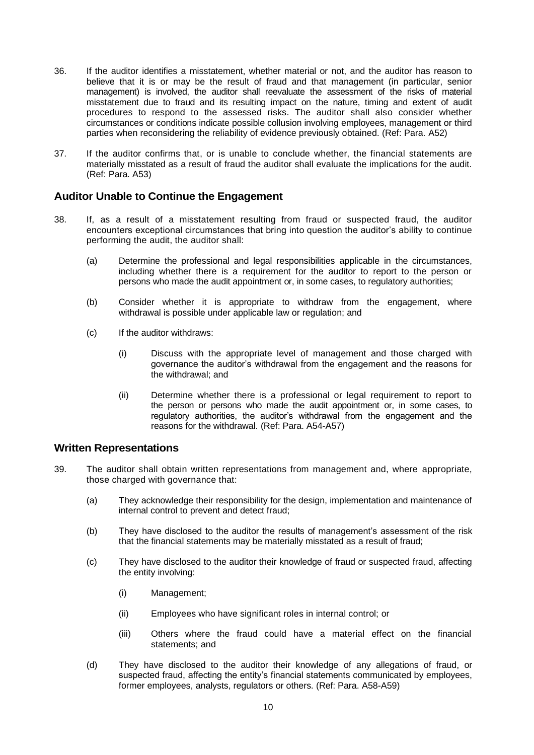36. If the auditor identifies a misstatement, whether material or not, and the auditor has reason to believe that it is or may be the result of fraud and that management (in particular, senior management) is involved, the auditor shall reevaluate the assessment of the risks of material misstatement due to fraud and its resulting impact on the nature, timing and extent of audit procedures to respond to the assessed risks. The auditor shall also consider whether circumstances or conditions indicate possible collusion involving employees, management or third parties when reconsidering the reliability of evidence previously obtained. (Ref: Para. A52)

37. If the auditor confirms that, or is unable to conclude whether, the financial statements are materially misstated as a result of fraud the auditor shall evaluate the implications for the audit. (Ref: Para. A53)

## Auditor Unable to Continue the Engagement

38. If, as a result of a misstatement resulting from fraud or suspected fraud, the auditor encounters exceptional circumstances that bring into question the auditor's ability to continue performing the audit, the auditor shall:

    (a) Determine the professional and legal responsibilities applicable in the circumstances, including whether there is a requirement for the auditor to report to the person or persons who made the audit appointment or, in some cases, to regulatory authorities;

    (b) Consider whether it is appropriate to withdraw from the engagement, where withdrawal is possible under applicable law or regulation; and

    (c) If the auditor withdraws:

        (i) Discuss with the appropriate level of management and those charged with governance the auditor's withdrawal from the engagement and the reasons for the withdrawal; and

        (ii) Determine whether there is a professional or legal requirement to report to the person or persons who made the audit appointment or, in some cases, to regulatory authorities, the auditor's withdrawal from the engagement and the reasons for the withdrawal. (Ref: Para. A54-A57)

## Written Representations

39. The auditor shall obtain written representations from management and, where appropriate, those charged with governance that:

    (a) They acknowledge their responsibility for the design, implementation and maintenance of internal control to prevent and detect fraud;

    (b) They have disclosed to the auditor the results of management's assessment of the risk that the financial statements may be materially misstated as a result of fraud;

    (c) They have disclosed to the auditor their knowledge of fraud or suspected fraud, affecting the entity involving:

        (i) Management;

        (ii) Employees who have significant roles in internal control; or

        (iii) Others where the fraud could have a material effect on the financial statements; and

    (d) They have disclosed to the auditor their knowledge of any allegations of fraud, or suspected fraud, affecting the entity's financial statements communicated by employees, former employees, analysts, regulators or others. (Ref: Para. A58-A59)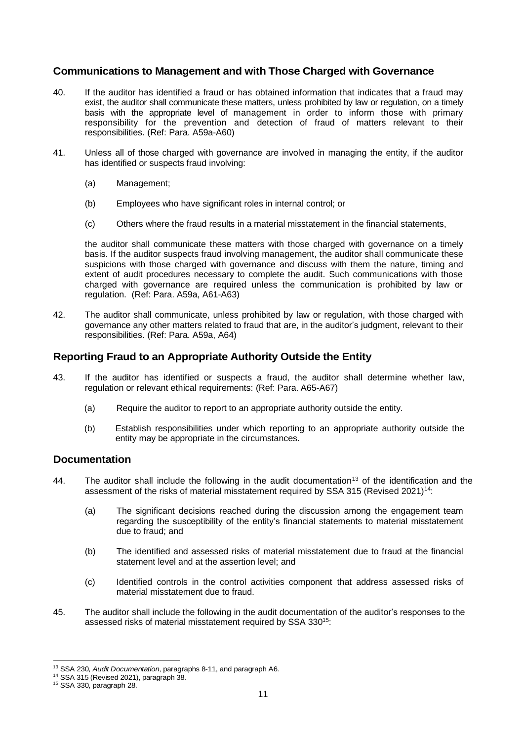## Communications to Management and with Those Charged with Governance

40. If the auditor has identified a fraud or has obtained information that indicates that a fraud may exist, the auditor shall communicate these matters, unless prohibited by law or regulation, on a timely basis with the appropriate level of management in order to inform those with primary responsibility for the prevention and detection of fraud of matters relevant to their responsibilities. (Ref: Para. A59a-A60)

41. Unless all of those charged with governance are involved in managing the entity, if the auditor has identified or suspects fraud involving:

    (a) Management;

    (b) Employees who have significant roles in internal control; or

    (c) Others where the fraud results in a material misstatement in the financial statements,

    the auditor shall communicate these matters with those charged with governance on a timely basis. If the auditor suspects fraud involving management, the auditor shall communicate these suspicions with those charged with governance and discuss with them the nature, timing and extent of audit procedures necessary to complete the audit. Such communications with those charged with governance are required unless the communication is prohibited by law or regulation. (Ref: Para. A59a, A61-A63)

42. The auditor shall communicate, unless prohibited by law or regulation, with those charged with governance any other matters related to fraud that are, in the auditor's judgment, relevant to their responsibilities. (Ref: Para. A59a, A64)

## Reporting Fraud to an Appropriate Authority Outside the Entity

43. If the auditor has identified or suspects a fraud, the auditor shall determine whether law, regulation or relevant ethical requirements: (Ref: Para. A65-A67)

    (a) Require the auditor to report to an appropriate authority outside the entity.

    (b) Establish responsibilities under which reporting to an appropriate authority outside the entity may be appropriate in the circumstances.

## Documentation

44. The auditor shall include the following in the audit documentation[13] of the identification and the assessment of the risks of material misstatement required by SSA 315 (Revised 2021)[14]:

    (a) The significant decisions reached during the discussion among the engagement team regarding the susceptibility of the entity's financial statements to material misstatement due to fraud; and

    (b) The identified and assessed risks of material misstatement due to fraud at the financial statement level and at the assertion level; and

    (c) Identified controls in the control activities component that address assessed risks of material misstatement due to fraud.

45. The auditor shall include the following in the audit documentation of the auditor's responses to the assessed risks of material misstatement required by SSA 330[15]:

---

[13] SSA 230, *Audit Documentation*, paragraphs 8-11, and paragraph A6.

[14] SSA 315 (Revised 2021), paragraph 38.

[15] SSA 330, paragraph 28.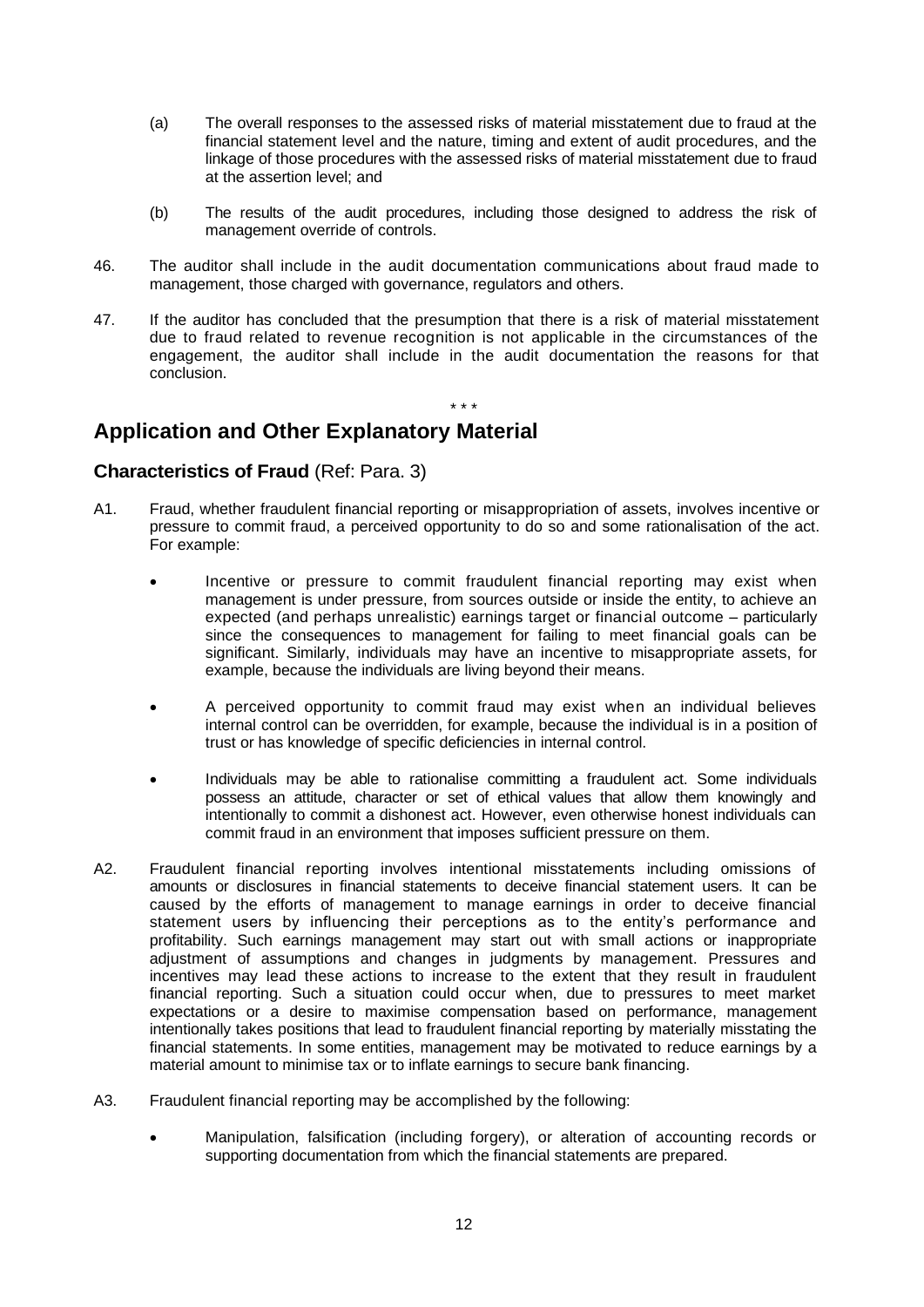(a) The overall responses to the assessed risks of material misstatement due to fraud at the financial statement level and the nature, timing and extent of audit procedures, and the linkage of those procedures with the assessed risks of material misstatement due to fraud at the assertion level; and

(b) The results of the audit procedures, including those designed to address the risk of management override of controls.

46. The auditor shall include in the audit documentation communications about fraud made to management, those charged with governance, regulators and others.

47. If the auditor has concluded that the presumption that there is a risk of material misstatement due to fraud related to revenue recognition is not applicable in the circumstances of the engagement, the auditor shall include in the audit documentation the reasons for that conclusion.

\* \* \*

## Application and Other Explanatory Material

### Characteristics of Fraud (Ref: Para. 3)

A1. Fraud, whether fraudulent financial reporting or misappropriation of assets, involves incentive or pressure to commit fraud, a perceived opportunity to do so and some rationalisation of the act. For example:

- Incentive or pressure to commit fraudulent financial reporting may exist when management is under pressure, from sources outside or inside the entity, to achieve an expected (and perhaps unrealistic) earnings target or financial outcome – particularly since the consequences to management for failing to meet financial goals can be significant. Similarly, individuals may have an incentive to misappropriate assets, for example, because the individuals are living beyond their means.
- A perceived opportunity to commit fraud may exist when an individual believes internal control can be overridden, for example, because the individual is in a position of trust or has knowledge of specific deficiencies in internal control.
- Individuals may be able to rationalise committing a fraudulent act. Some individuals possess an attitude, character or set of ethical values that allow them knowingly and intentionally to commit a dishonest act. However, even otherwise honest individuals can commit fraud in an environment that imposes sufficient pressure on them.

A2. Fraudulent financial reporting involves intentional misstatements including omissions of amounts or disclosures in financial statements to deceive financial statement users. It can be caused by the efforts of management to manage earnings in order to deceive financial statement users by influencing their perceptions as to the entity's performance and profitability. Such earnings management may start out with small actions or inappropriate adjustment of assumptions and changes in judgments by management. Pressures and incentives may lead these actions to increase to the extent that they result in fraudulent financial reporting. Such a situation could occur when, due to pressures to meet market expectations or a desire to maximise compensation based on performance, management intentionally takes positions that lead to fraudulent financial reporting by materially misstating the financial statements. In some entities, management may be motivated to reduce earnings by a material amount to minimise tax or to inflate earnings to secure bank financing.

A3. Fraudulent financial reporting may be accomplished by the following:

- Manipulation, falsification (including forgery), or alteration of accounting records or supporting documentation from which the financial statements are prepared.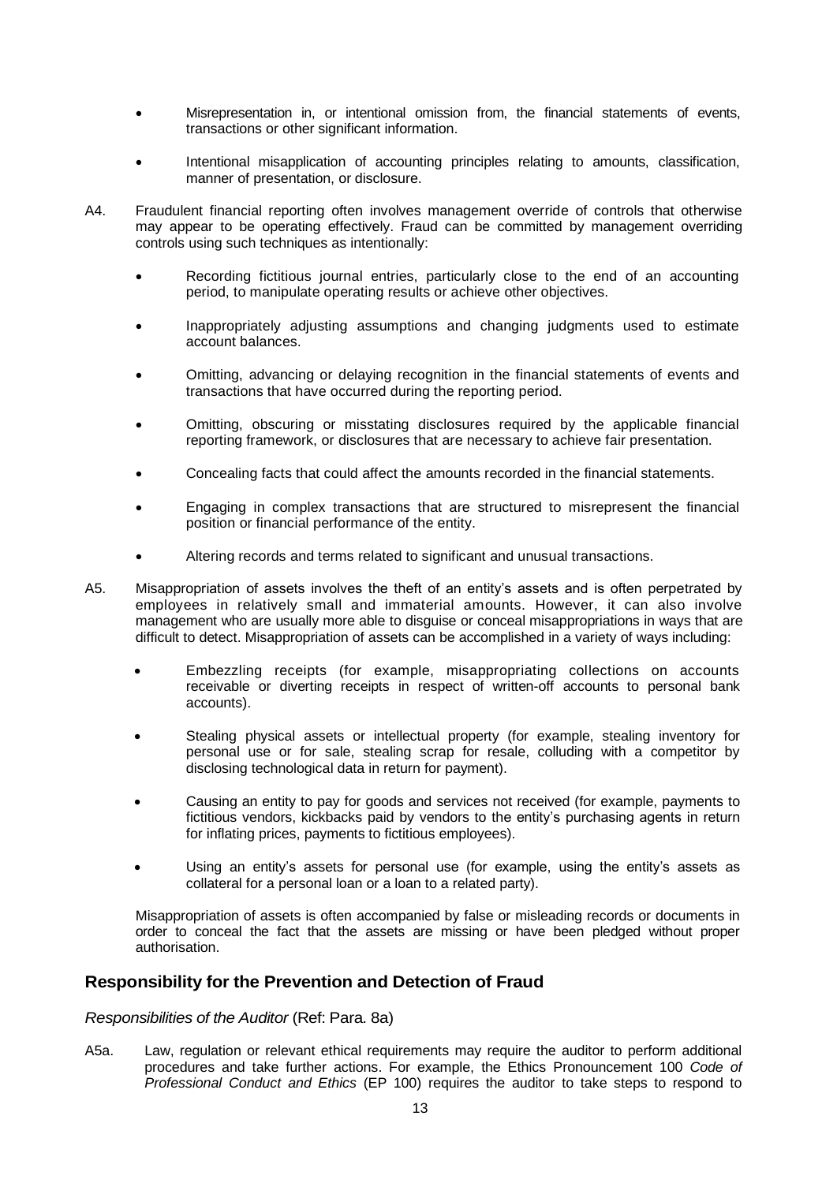- Misrepresentation in, or intentional omission from, the financial statements of events, transactions or other significant information.

- Intentional misapplication of accounting principles relating to amounts, classification, manner of presentation, or disclosure.

A4. Fraudulent financial reporting often involves management override of controls that otherwise may appear to be operating effectively. Fraud can be committed by management overriding controls using such techniques as intentionally:

- Recording fictitious journal entries, particularly close to the end of an accounting period, to manipulate operating results or achieve other objectives.

- Inappropriately adjusting assumptions and changing judgments used to estimate account balances.

- Omitting, advancing or delaying recognition in the financial statements of events and transactions that have occurred during the reporting period.

- Omitting, obscuring or misstating disclosures required by the applicable financial reporting framework, or disclosures that are necessary to achieve fair presentation.

- Concealing facts that could affect the amounts recorded in the financial statements.

- Engaging in complex transactions that are structured to misrepresent the financial position or financial performance of the entity.

- Altering records and terms related to significant and unusual transactions.

A5. Misappropriation of assets involves the theft of an entity's assets and is often perpetrated by employees in relatively small and immaterial amounts. However, it can also involve management who are usually more able to disguise or conceal misappropriations in ways that are difficult to detect. Misappropriation of assets can be accomplished in a variety of ways including:

- Embezzling receipts (for example, misappropriating collections on accounts receivable or diverting receipts in respect of written-off accounts to personal bank accounts).

- Stealing physical assets or intellectual property (for example, stealing inventory for personal use or for sale, stealing scrap for resale, colluding with a competitor by disclosing technological data in return for payment).

- Causing an entity to pay for goods and services not received (for example, payments to fictitious vendors, kickbacks paid by vendors to the entity's purchasing agents in return for inflating prices, payments to fictitious employees).

- Using an entity's assets for personal use (for example, using the entity's assets as collateral for a personal loan or a loan to a related party).

Misappropriation of assets is often accompanied by false or misleading records or documents in order to conceal the fact that the assets are missing or have been pledged without proper authorisation.

## Responsibility for the Prevention and Detection of Fraud

*Responsibilities of the Auditor* (Ref: Para. 8a)

A5a. Law, regulation or relevant ethical requirements may require the auditor to perform additional procedures and take further actions. For example, the Ethics Pronouncement 100 *Code of Professional Conduct and Ethics* (EP 100) requires the auditor to take steps to respond to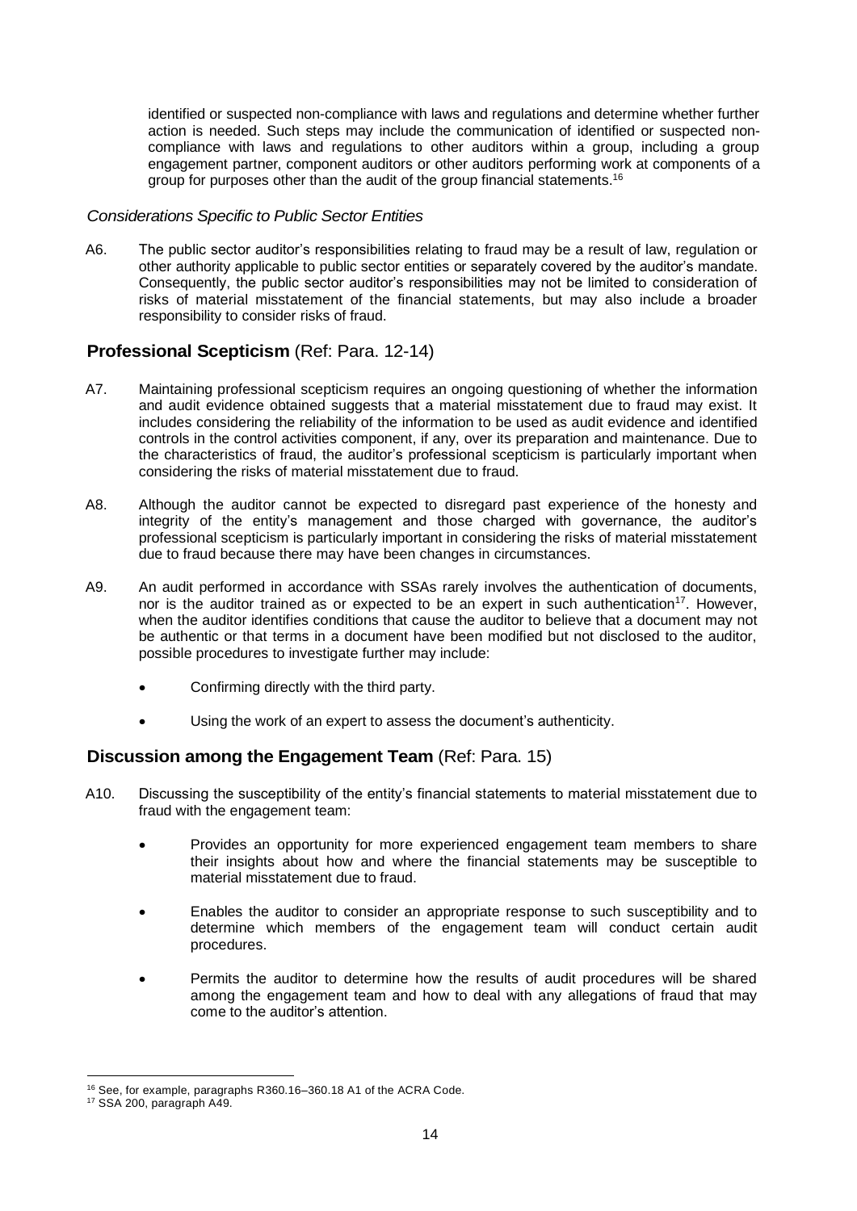identified or suspected non-compliance with laws and regulations and determine whether further action is needed. Such steps may include the communication of identified or suspected non-compliance with laws and regulations to other auditors within a group, including a group engagement partner, component auditors or other auditors performing work at components of a group for purposes other than the audit of the group financial statements.[16]

*Considerations Specific to Public Sector Entities*

A6. The public sector auditor's responsibilities relating to fraud may be a result of law, regulation or other authority applicable to public sector entities or separately covered by the auditor's mandate. Consequently, the public sector auditor's responsibilities may not be limited to consideration of risks of material misstatement of the financial statements, but may also include a broader responsibility to consider risks of fraud.

## **Professional Scepticism** (Ref: Para. 12-14)

A7. Maintaining professional scepticism requires an ongoing questioning of whether the information and audit evidence obtained suggests that a material misstatement due to fraud may exist. It includes considering the reliability of the information to be used as audit evidence and identified controls in the control activities component, if any, over its preparation and maintenance. Due to the characteristics of fraud, the auditor's professional scepticism is particularly important when considering the risks of material misstatement due to fraud.

A8. Although the auditor cannot be expected to disregard past experience of the honesty and integrity of the entity's management and those charged with governance, the auditor's professional scepticism is particularly important in considering the risks of material misstatement due to fraud because there may have been changes in circumstances.

A9. An audit performed in accordance with SSAs rarely involves the authentication of documents, nor is the auditor trained as or expected to be an expert in such authentication[17]. However, when the auditor identifies conditions that cause the auditor to believe that a document may not be authentic or that terms in a document have been modified but not disclosed to the auditor, possible procedures to investigate further may include:

- Confirming directly with the third party.
- Using the work of an expert to assess the document's authenticity.

## **Discussion among the Engagement Team** (Ref: Para. 15)

A10. Discussing the susceptibility of the entity's financial statements to material misstatement due to fraud with the engagement team:

- Provides an opportunity for more experienced engagement team members to share their insights about how and where the financial statements may be susceptible to material misstatement due to fraud.
- Enables the auditor to consider an appropriate response to such susceptibility and to determine which members of the engagement team will conduct certain audit procedures.
- Permits the auditor to determine how the results of audit procedures will be shared among the engagement team and how to deal with any allegations of fraud that may come to the auditor's attention.

---

[16] See, for example, paragraphs R360.16–360.18 A1 of the ACRA Code.

[17] SSA 200, paragraph A49.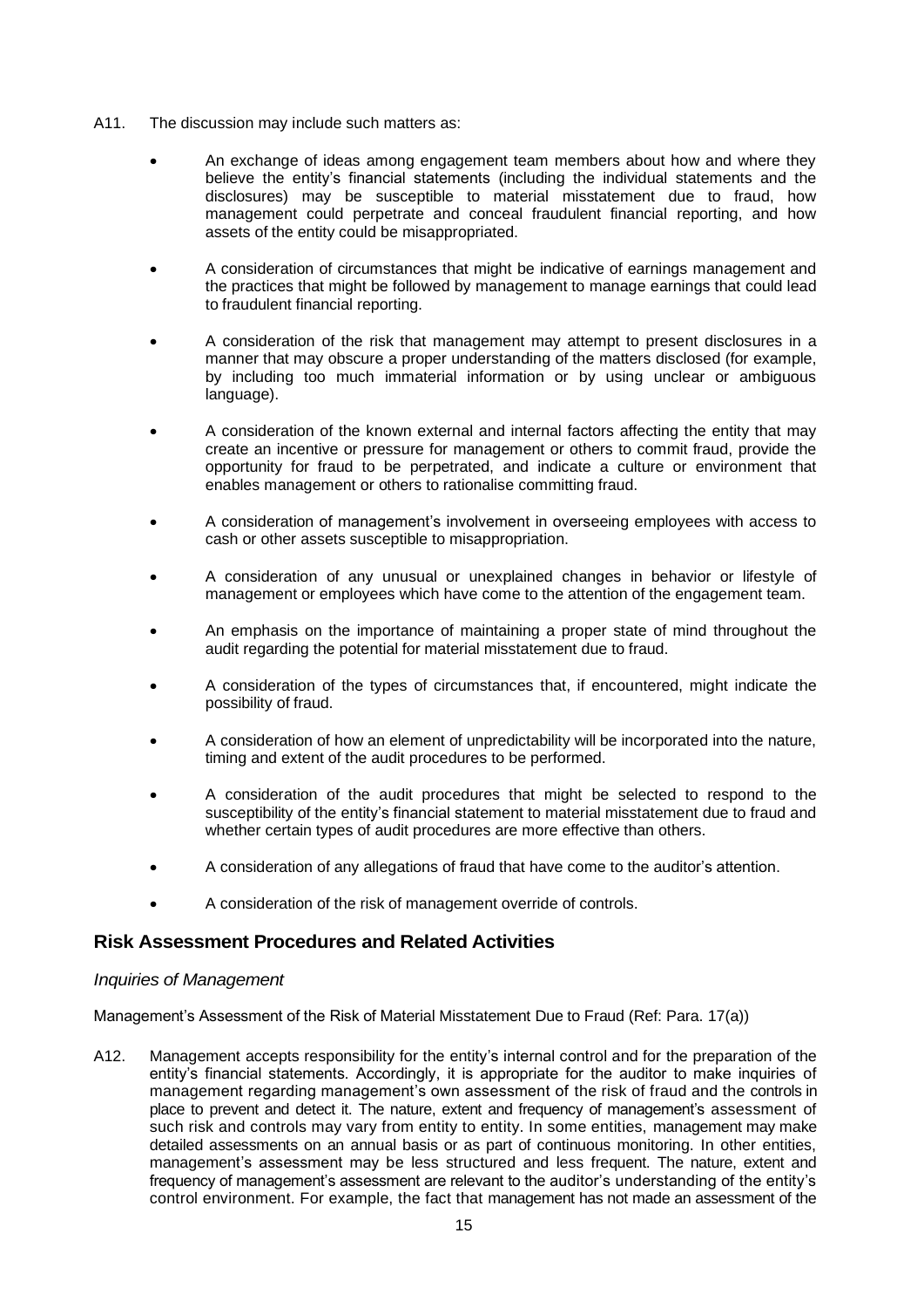A11. The discussion may include such matters as:

- An exchange of ideas among engagement team members about how and where they believe the entity's financial statements (including the individual statements and the disclosures) may be susceptible to material misstatement due to fraud, how management could perpetrate and conceal fraudulent financial reporting, and how assets of the entity could be misappropriated.
- A consideration of circumstances that might be indicative of earnings management and the practices that might be followed by management to manage earnings that could lead to fraudulent financial reporting.
- A consideration of the risk that management may attempt to present disclosures in a manner that may obscure a proper understanding of the matters disclosed (for example, by including too much immaterial information or by using unclear or ambiguous language).
- A consideration of the known external and internal factors affecting the entity that may create an incentive or pressure for management or others to commit fraud, provide the opportunity for fraud to be perpetrated, and indicate a culture or environment that enables management or others to rationalise committing fraud.
- A consideration of management's involvement in overseeing employees with access to cash or other assets susceptible to misappropriation.
- A consideration of any unusual or unexplained changes in behavior or lifestyle of management or employees which have come to the attention of the engagement team.
- An emphasis on the importance of maintaining a proper state of mind throughout the audit regarding the potential for material misstatement due to fraud.
- A consideration of the types of circumstances that, if encountered, might indicate the possibility of fraud.
- A consideration of how an element of unpredictability will be incorporated into the nature, timing and extent of the audit procedures to be performed.
- A consideration of the audit procedures that might be selected to respond to the susceptibility of the entity's financial statement to material misstatement due to fraud and whether certain types of audit procedures are more effective than others.
- A consideration of any allegations of fraud that have come to the auditor's attention.
- A consideration of the risk of management override of controls.

## Risk Assessment Procedures and Related Activities

### *Inquiries of Management*

Management's Assessment of the Risk of Material Misstatement Due to Fraud (Ref: Para. 17(a))

A12. Management accepts responsibility for the entity's internal control and for the preparation of the entity's financial statements. Accordingly, it is appropriate for the auditor to make inquiries of management regarding management's own assessment of the risk of fraud and the controls in place to prevent and detect it. The nature, extent and frequency of management's assessment of such risk and controls may vary from entity to entity. In some entities, management may make detailed assessments on an annual basis or as part of continuous monitoring. In other entities, management's assessment may be less structured and less frequent. The nature, extent and frequency of management's assessment are relevant to the auditor's understanding of the entity's control environment. For example, the fact that management has not made an assessment of the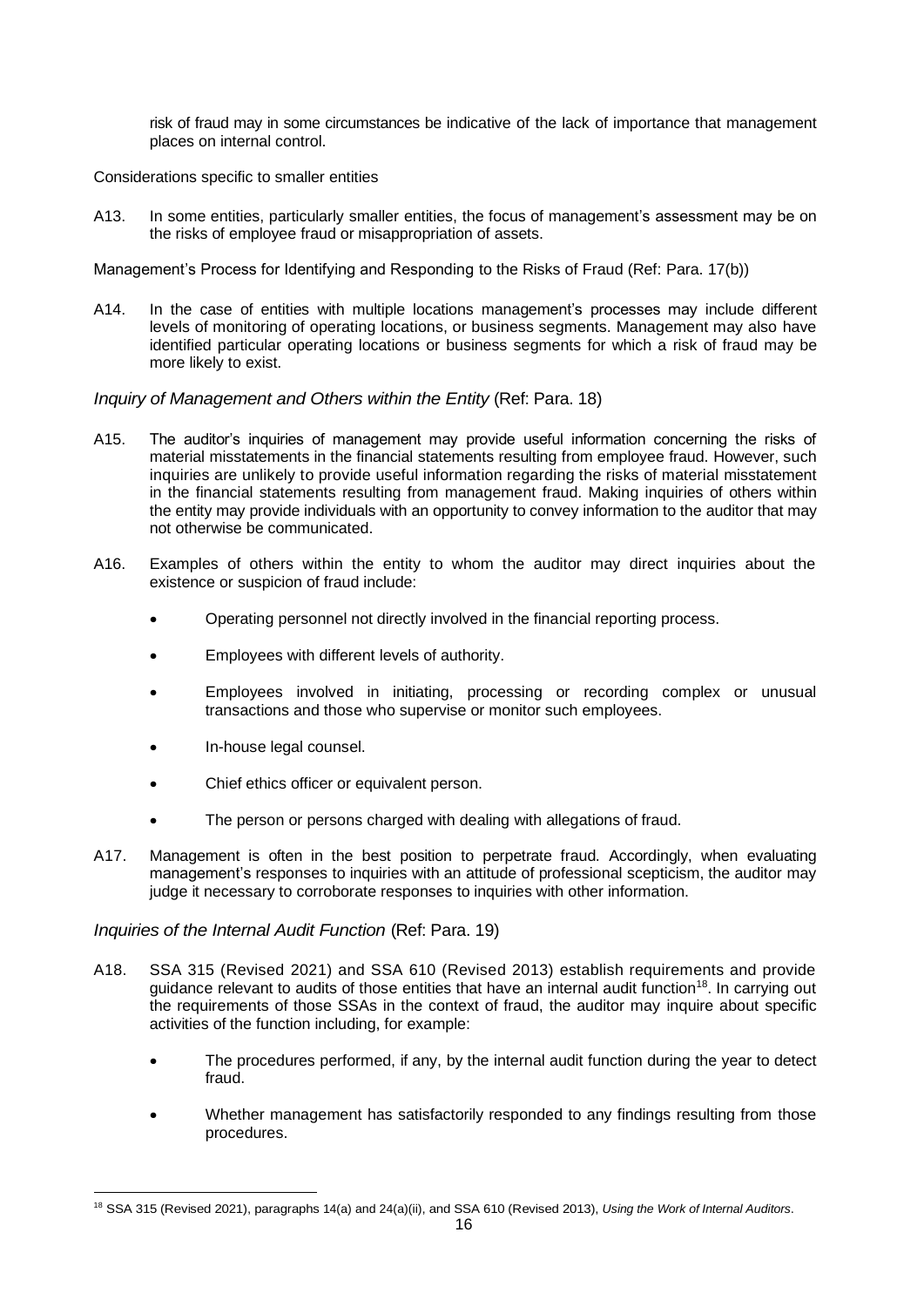risk of fraud may in some circumstances be indicative of the lack of importance that management places on internal control.

Considerations specific to smaller entities

A13. In some entities, particularly smaller entities, the focus of management's assessment may be on the risks of employee fraud or misappropriation of assets.

Management's Process for Identifying and Responding to the Risks of Fraud (Ref: Para. 17(b))

A14. In the case of entities with multiple locations management's processes may include different levels of monitoring of operating locations, or business segments. Management may also have identified particular operating locations or business segments for which a risk of fraud may be more likely to exist.

*Inquiry of Management and Others within the Entity* (Ref: Para. 18)

A15. The auditor's inquiries of management may provide useful information concerning the risks of material misstatements in the financial statements resulting from employee fraud. However, such inquiries are unlikely to provide useful information regarding the risks of material misstatement in the financial statements resulting from management fraud. Making inquiries of others within the entity may provide individuals with an opportunity to convey information to the auditor that may not otherwise be communicated.

A16. Examples of others within the entity to whom the auditor may direct inquiries about the existence or suspicion of fraud include:

- Operating personnel not directly involved in the financial reporting process.
- Employees with different levels of authority.
- Employees involved in initiating, processing or recording complex or unusual transactions and those who supervise or monitor such employees.
- In-house legal counsel.
- Chief ethics officer or equivalent person.
- The person or persons charged with dealing with allegations of fraud.

A17. Management is often in the best position to perpetrate fraud. Accordingly, when evaluating management's responses to inquiries with an attitude of professional scepticism, the auditor may judge it necessary to corroborate responses to inquiries with other information.

*Inquiries of the Internal Audit Function* (Ref: Para. 19)

A18. SSA 315 (Revised 2021) and SSA 610 (Revised 2013) establish requirements and provide guidance relevant to audits of those entities that have an internal audit function[18]. In carrying out the requirements of those SSAs in the context of fraud, the auditor may inquire about specific activities of the function including, for example:

- The procedures performed, if any, by the internal audit function during the year to detect fraud.
- Whether management has satisfactorily responded to any findings resulting from those procedures.

[18] SSA 315 (Revised 2021), paragraphs 14(a) and 24(a)(ii), and SSA 610 (Revised 2013), *Using the Work of Internal Auditors*.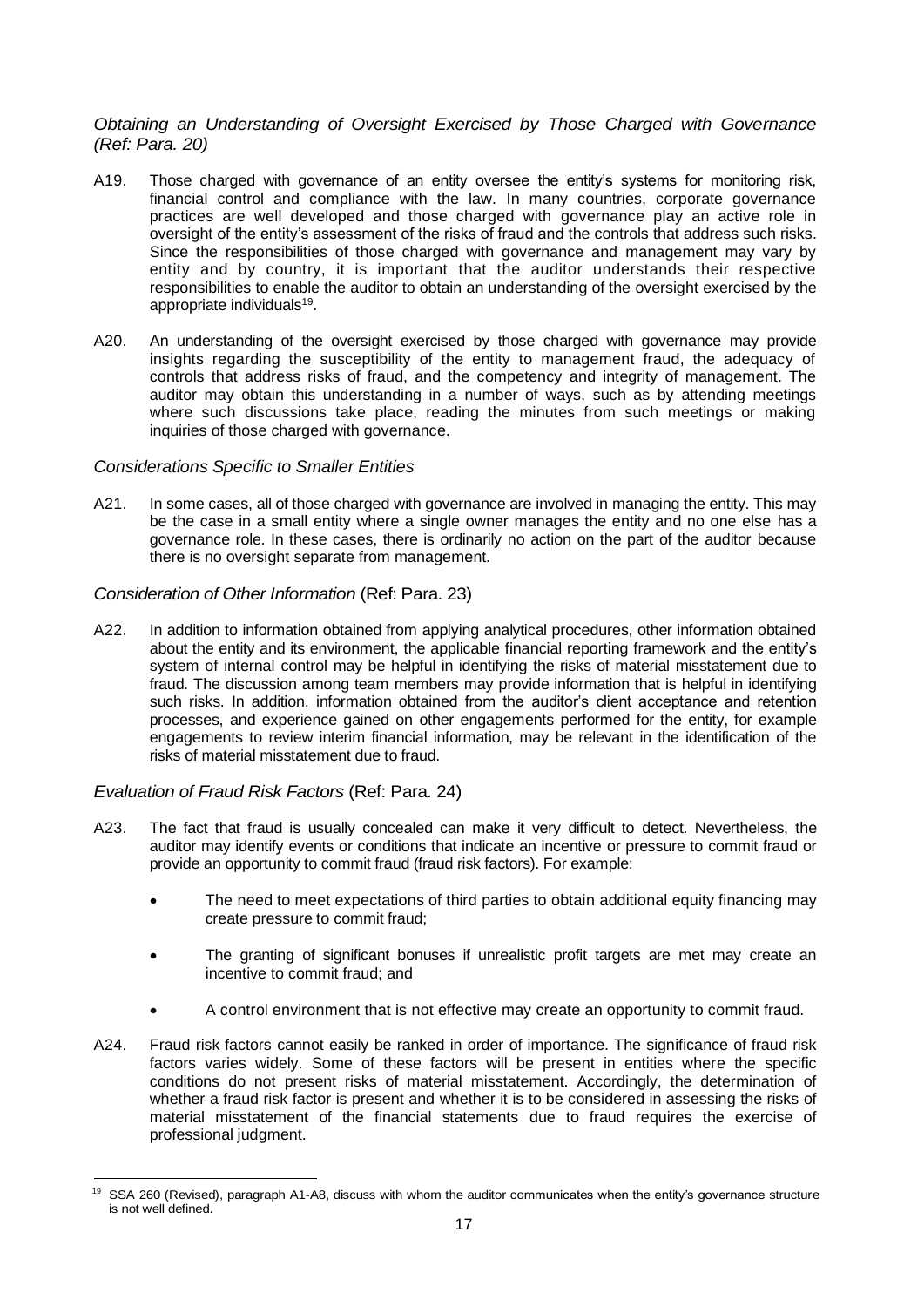*Obtaining an Understanding of Oversight Exercised by Those Charged with Governance (Ref: Para. 20)*

A19. Those charged with governance of an entity oversee the entity's systems for monitoring risk, financial control and compliance with the law. In many countries, corporate governance practices are well developed and those charged with governance play an active role in oversight of the entity's assessment of the risks of fraud and the controls that address such risks. Since the responsibilities of those charged with governance and management may vary by entity and by country, it is important that the auditor understands their respective responsibilities to enable the auditor to obtain an understanding of the oversight exercised by the appropriate individuals[19].

A20. An understanding of the oversight exercised by those charged with governance may provide insights regarding the susceptibility of the entity to management fraud, the adequacy of controls that address risks of fraud, and the competency and integrity of management. The auditor may obtain this understanding in a number of ways, such as by attending meetings where such discussions take place, reading the minutes from such meetings or making inquiries of those charged with governance.

*Considerations Specific to Smaller Entities*

A21. In some cases, all of those charged with governance are involved in managing the entity. This may be the case in a small entity where a single owner manages the entity and no one else has a governance role. In these cases, there is ordinarily no action on the part of the auditor because there is no oversight separate from management.

*Consideration of Other Information* (Ref: Para. 23)

A22. In addition to information obtained from applying analytical procedures, other information obtained about the entity and its environment, the applicable financial reporting framework and the entity's system of internal control may be helpful in identifying the risks of material misstatement due to fraud. The discussion among team members may provide information that is helpful in identifying such risks. In addition, information obtained from the auditor's client acceptance and retention processes, and experience gained on other engagements performed for the entity, for example engagements to review interim financial information, may be relevant in the identification of the risks of material misstatement due to fraud.

*Evaluation of Fraud Risk Factors* (Ref: Para. 24)

A23. The fact that fraud is usually concealed can make it very difficult to detect. Nevertheless, the auditor may identify events or conditions that indicate an incentive or pressure to commit fraud or provide an opportunity to commit fraud (fraud risk factors). For example:

- The need to meet expectations of third parties to obtain additional equity financing may create pressure to commit fraud;
- The granting of significant bonuses if unrealistic profit targets are met may create an incentive to commit fraud; and
- A control environment that is not effective may create an opportunity to commit fraud.

A24. Fraud risk factors cannot easily be ranked in order of importance. The significance of fraud risk factors varies widely. Some of these factors will be present in entities where the specific conditions do not present risks of material misstatement. Accordingly, the determination of whether a fraud risk factor is present and whether it is to be considered in assessing the risks of material misstatement of the financial statements due to fraud requires the exercise of professional judgment.

[19] SSA 260 (Revised), paragraph A1-A8, discuss with whom the auditor communicates when the entity's governance structure is not well defined.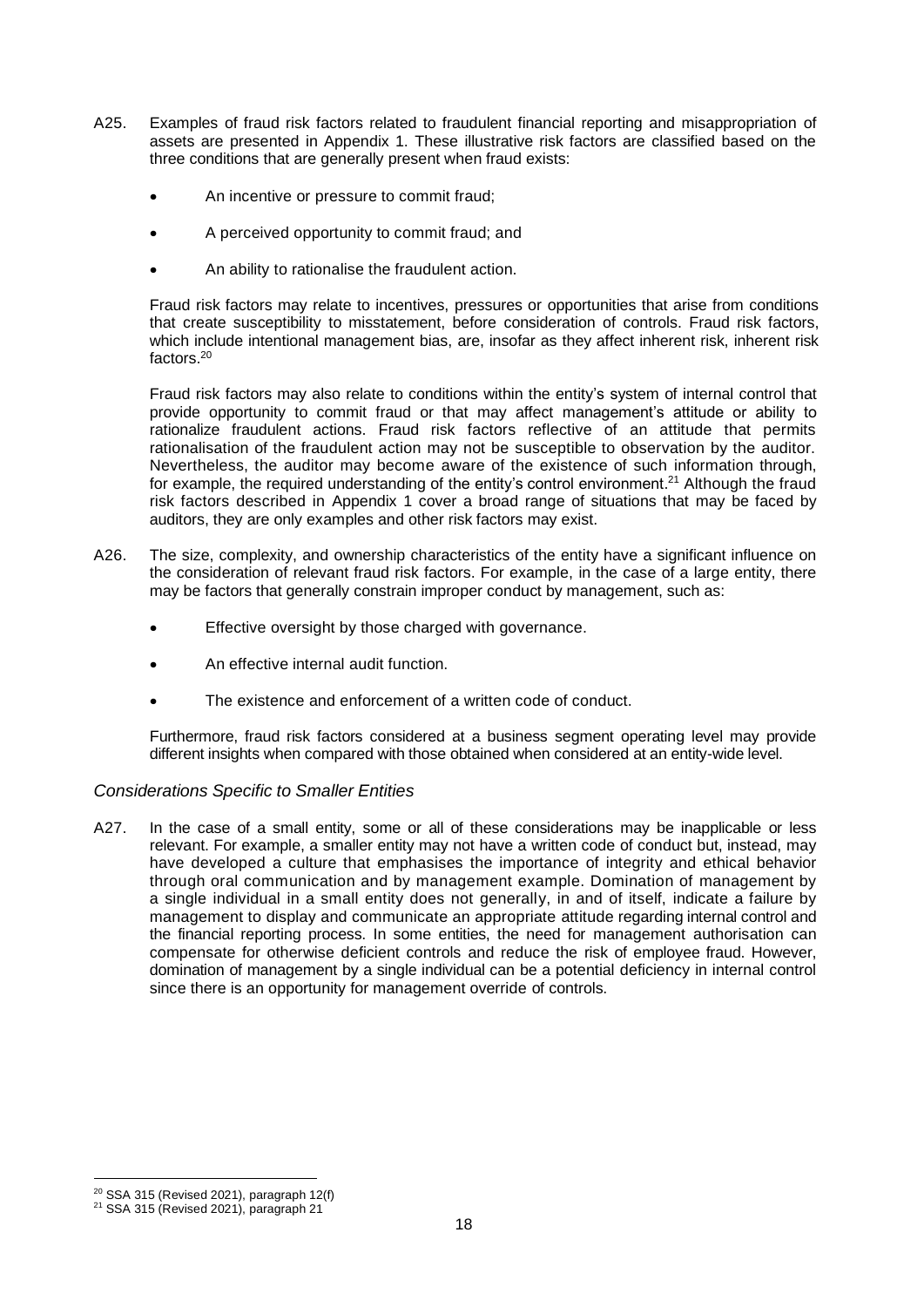A25. Examples of fraud risk factors related to fraudulent financial reporting and misappropriation of assets are presented in Appendix 1. These illustrative risk factors are classified based on the three conditions that are generally present when fraud exists:

- An incentive or pressure to commit fraud;
- A perceived opportunity to commit fraud; and
- An ability to rationalise the fraudulent action.

Fraud risk factors may relate to incentives, pressures or opportunities that arise from conditions that create susceptibility to misstatement, before consideration of controls. Fraud risk factors, which include intentional management bias, are, insofar as they affect inherent risk, inherent risk factors.[20]

Fraud risk factors may also relate to conditions within the entity's system of internal control that provide opportunity to commit fraud or that may affect management's attitude or ability to rationalize fraudulent actions. Fraud risk factors reflective of an attitude that permits rationalisation of the fraudulent action may not be susceptible to observation by the auditor. Nevertheless, the auditor may become aware of the existence of such information through, for example, the required understanding of the entity's control environment.[21] Although the fraud risk factors described in Appendix 1 cover a broad range of situations that may be faced by auditors, they are only examples and other risk factors may exist.

A26. The size, complexity, and ownership characteristics of the entity have a significant influence on the consideration of relevant fraud risk factors. For example, in the case of a large entity, there may be factors that generally constrain improper conduct by management, such as:

- Effective oversight by those charged with governance.
- An effective internal audit function.
- The existence and enforcement of a written code of conduct.

Furthermore, fraud risk factors considered at a business segment operating level may provide different insights when compared with those obtained when considered at an entity-wide level.

*Considerations Specific to Smaller Entities*

A27. In the case of a small entity, some or all of these considerations may be inapplicable or less relevant. For example, a smaller entity may not have a written code of conduct but, instead, may have developed a culture that emphasises the importance of integrity and ethical behavior through oral communication and by management example. Domination of management by a single individual in a small entity does not generally, in and of itself, indicate a failure by management to display and communicate an appropriate attitude regarding internal control and the financial reporting process. In some entities, the need for management authorisation can compensate for otherwise deficient controls and reduce the risk of employee fraud. However, domination of management by a single individual can be a potential deficiency in internal control since there is an opportunity for management override of controls.

---

[20] SSA 315 (Revised 2021), paragraph 12(f)

[21] SSA 315 (Revised 2021), paragraph 21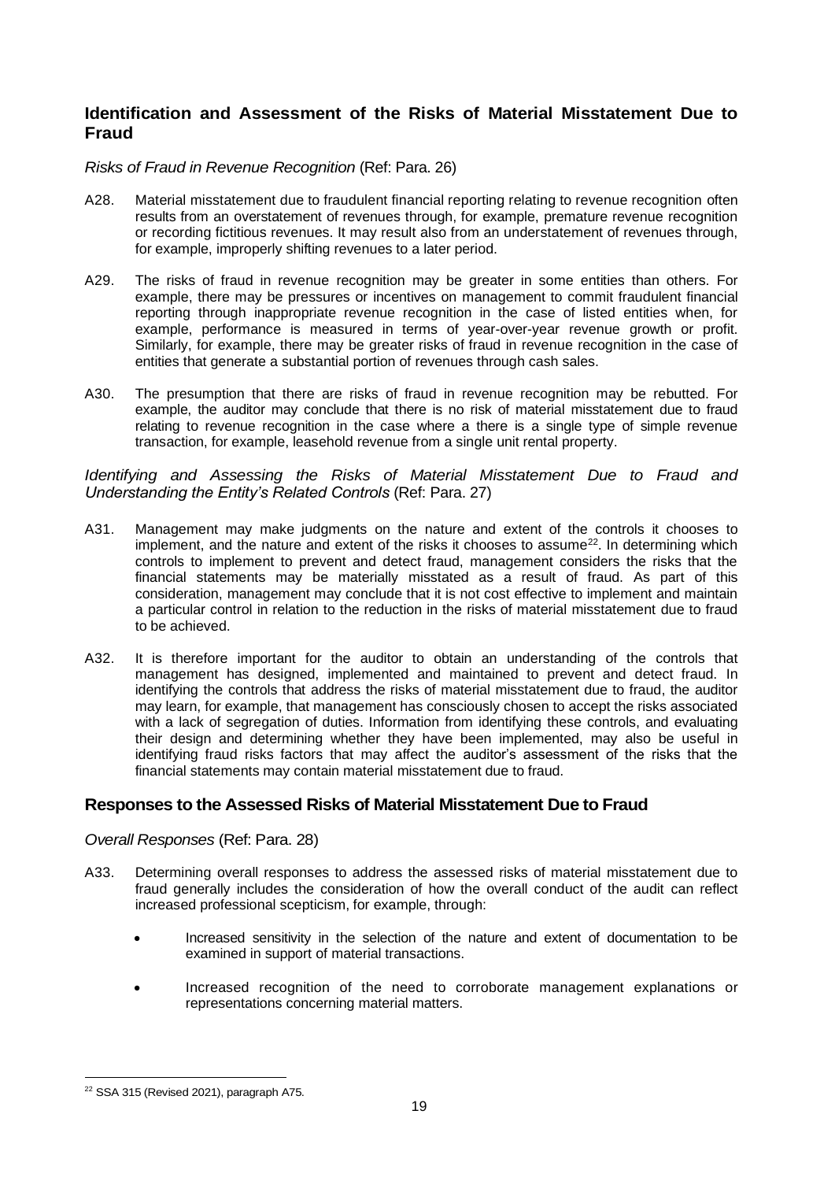## Identification and Assessment of the Risks of Material Misstatement Due to Fraud

*Risks of Fraud in Revenue Recognition* (Ref: Para. 26)

A28. Material misstatement due to fraudulent financial reporting relating to revenue recognition often results from an overstatement of revenues through, for example, premature revenue recognition or recording fictitious revenues. It may result also from an understatement of revenues through, for example, improperly shifting revenues to a later period.

A29. The risks of fraud in revenue recognition may be greater in some entities than others. For example, there may be pressures or incentives on management to commit fraudulent financial reporting through inappropriate revenue recognition in the case of listed entities when, for example, performance is measured in terms of year-over-year revenue growth or profit. Similarly, for example, there may be greater risks of fraud in revenue recognition in the case of entities that generate a substantial portion of revenues through cash sales.

A30. The presumption that there are risks of fraud in revenue recognition may be rebutted. For example, the auditor may conclude that there is no risk of material misstatement due to fraud relating to revenue recognition in the case where a there is a single type of simple revenue transaction, for example, leasehold revenue from a single unit rental property.

*Identifying and Assessing the Risks of Material Misstatement Due to Fraud and Understanding the Entity's Related Controls* (Ref: Para. 27)

A31. Management may make judgments on the nature and extent of the controls it chooses to implement, and the nature and extent of the risks it chooses to assume[22]. In determining which controls to implement to prevent and detect fraud, management considers the risks that the financial statements may be materially misstated as a result of fraud. As part of this consideration, management may conclude that it is not cost effective to implement and maintain a particular control in relation to the reduction in the risks of material misstatement due to fraud to be achieved.

A32. It is therefore important for the auditor to obtain an understanding of the controls that management has designed, implemented and maintained to prevent and detect fraud. In identifying the controls that address the risks of material misstatement due to fraud, the auditor may learn, for example, that management has consciously chosen to accept the risks associated with a lack of segregation of duties. Information from identifying these controls, and evaluating their design and determining whether they have been implemented, may also be useful in identifying fraud risks factors that may affect the auditor's assessment of the risks that the financial statements may contain material misstatement due to fraud.

## Responses to the Assessed Risks of Material Misstatement Due to Fraud

*Overall Responses* (Ref: Para. 28)

A33. Determining overall responses to address the assessed risks of material misstatement due to fraud generally includes the consideration of how the overall conduct of the audit can reflect increased professional scepticism, for example, through:

- Increased sensitivity in the selection of the nature and extent of documentation to be examined in support of material transactions.
- Increased recognition of the need to corroborate management explanations or representations concerning material matters.

---

[22] SSA 315 (Revised 2021), paragraph A75.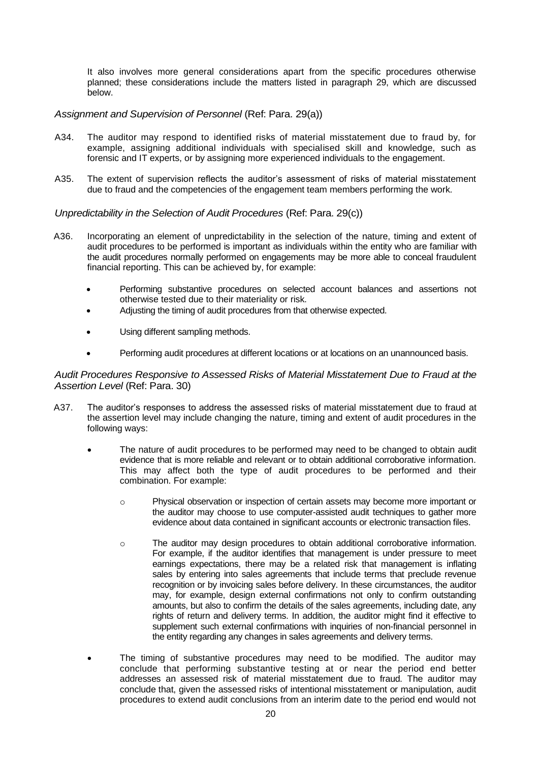It also involves more general considerations apart from the specific procedures otherwise planned; these considerations include the matters listed in paragraph 29, which are discussed below.

*Assignment and Supervision of Personnel* (Ref: Para. 29(a))

A34. The auditor may respond to identified risks of material misstatement due to fraud by, for example, assigning additional individuals with specialised skill and knowledge, such as forensic and IT experts, or by assigning more experienced individuals to the engagement.

A35. The extent of supervision reflects the auditor's assessment of risks of material misstatement due to fraud and the competencies of the engagement team members performing the work.

*Unpredictability in the Selection of Audit Procedures* (Ref: Para. 29(c))

A36. Incorporating an element of unpredictability in the selection of the nature, timing and extent of audit procedures to be performed is important as individuals within the entity who are familiar with the audit procedures normally performed on engagements may be more able to conceal fraudulent financial reporting. This can be achieved by, for example:

- Performing substantive procedures on selected account balances and assertions not otherwise tested due to their materiality or risk.
- Adjusting the timing of audit procedures from that otherwise expected.
- Using different sampling methods.
- Performing audit procedures at different locations or at locations on an unannounced basis.

*Audit Procedures Responsive to Assessed Risks of Material Misstatement Due to Fraud at the Assertion Level* (Ref: Para. 30)

A37. The auditor's responses to address the assessed risks of material misstatement due to fraud at the assertion level may include changing the nature, timing and extent of audit procedures in the following ways:

- The nature of audit procedures to be performed may need to be changed to obtain audit evidence that is more reliable and relevant or to obtain additional corroborative information. This may affect both the type of audit procedures to be performed and their combination. For example:
  - Physical observation or inspection of certain assets may become more important or the auditor may choose to use computer-assisted audit techniques to gather more evidence about data contained in significant accounts or electronic transaction files.
  - The auditor may design procedures to obtain additional corroborative information. For example, if the auditor identifies that management is under pressure to meet earnings expectations, there may be a related risk that management is inflating sales by entering into sales agreements that include terms that preclude revenue recognition or by invoicing sales before delivery. In these circumstances, the auditor may, for example, design external confirmations not only to confirm outstanding amounts, but also to confirm the details of the sales agreements, including date, any rights of return and delivery terms. In addition, the auditor might find it effective to supplement such external confirmations with inquiries of non-financial personnel in the entity regarding any changes in sales agreements and delivery terms.
- The timing of substantive procedures may need to be modified. The auditor may conclude that performing substantive testing at or near the period end better addresses an assessed risk of material misstatement due to fraud. The auditor may conclude that, given the assessed risks of intentional misstatement or manipulation, audit procedures to extend audit conclusions from an interim date to the period end would not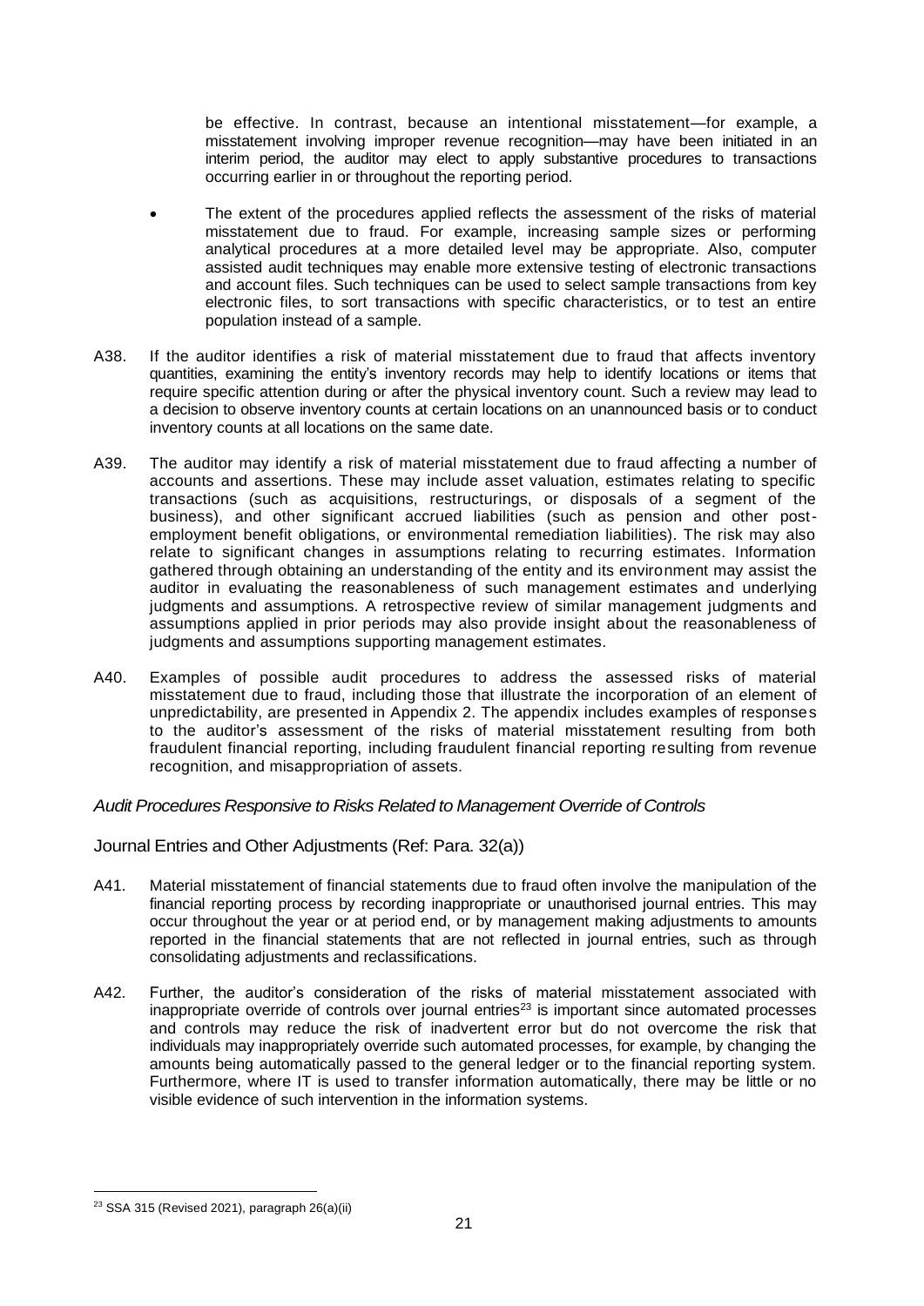be effective. In contrast, because an intentional misstatement—for example, a misstatement involving improper revenue recognition—may have been initiated in an interim period, the auditor may elect to apply substantive procedures to transactions occurring earlier in or throughout the reporting period.

- The extent of the procedures applied reflects the assessment of the risks of material misstatement due to fraud. For example, increasing sample sizes or performing analytical procedures at a more detailed level may be appropriate. Also, computer assisted audit techniques may enable more extensive testing of electronic transactions and account files. Such techniques can be used to select sample transactions from key electronic files, to sort transactions with specific characteristics, or to test an entire population instead of a sample.

A38. If the auditor identifies a risk of material misstatement due to fraud that affects inventory quantities, examining the entity's inventory records may help to identify locations or items that require specific attention during or after the physical inventory count. Such a review may lead to a decision to observe inventory counts at certain locations on an unannounced basis or to conduct inventory counts at all locations on the same date.

A39. The auditor may identify a risk of material misstatement due to fraud affecting a number of accounts and assertions. These may include asset valuation, estimates relating to specific transactions (such as acquisitions, restructurings, or disposals of a segment of the business), and other significant accrued liabilities (such as pension and other post-employment benefit obligations, or environmental remediation liabilities). The risk may also relate to significant changes in assumptions relating to recurring estimates. Information gathered through obtaining an understanding of the entity and its environment may assist the auditor in evaluating the reasonableness of such management estimates and underlying judgments and assumptions. A retrospective review of similar management judgments and assumptions applied in prior periods may also provide insight about the reasonableness of judgments and assumptions supporting management estimates.

A40. Examples of possible audit procedures to address the assessed risks of material misstatement due to fraud, including those that illustrate the incorporation of an element of unpredictability, are presented in Appendix 2. The appendix includes examples of responses to the auditor's assessment of the risks of material misstatement resulting from both fraudulent financial reporting, including fraudulent financial reporting resulting from revenue recognition, and misappropriation of assets.

*Audit Procedures Responsive to Risks Related to Management Override of Controls*

Journal Entries and Other Adjustments (Ref: Para. 32(a))

A41. Material misstatement of financial statements due to fraud often involve the manipulation of the financial reporting process by recording inappropriate or unauthorised journal entries. This may occur throughout the year or at period end, or by management making adjustments to amounts reported in the financial statements that are not reflected in journal entries, such as through consolidating adjustments and reclassifications.

A42. Further, the auditor's consideration of the risks of material misstatement associated with inappropriate override of controls over journal entries[23] is important since automated processes and controls may reduce the risk of inadvertent error but do not overcome the risk that individuals may inappropriately override such automated processes, for example, by changing the amounts being automatically passed to the general ledger or to the financial reporting system. Furthermore, where IT is used to transfer information automatically, there may be little or no visible evidence of such intervention in the information systems.

[23] SSA 315 (Revised 2021), paragraph 26(a)(ii)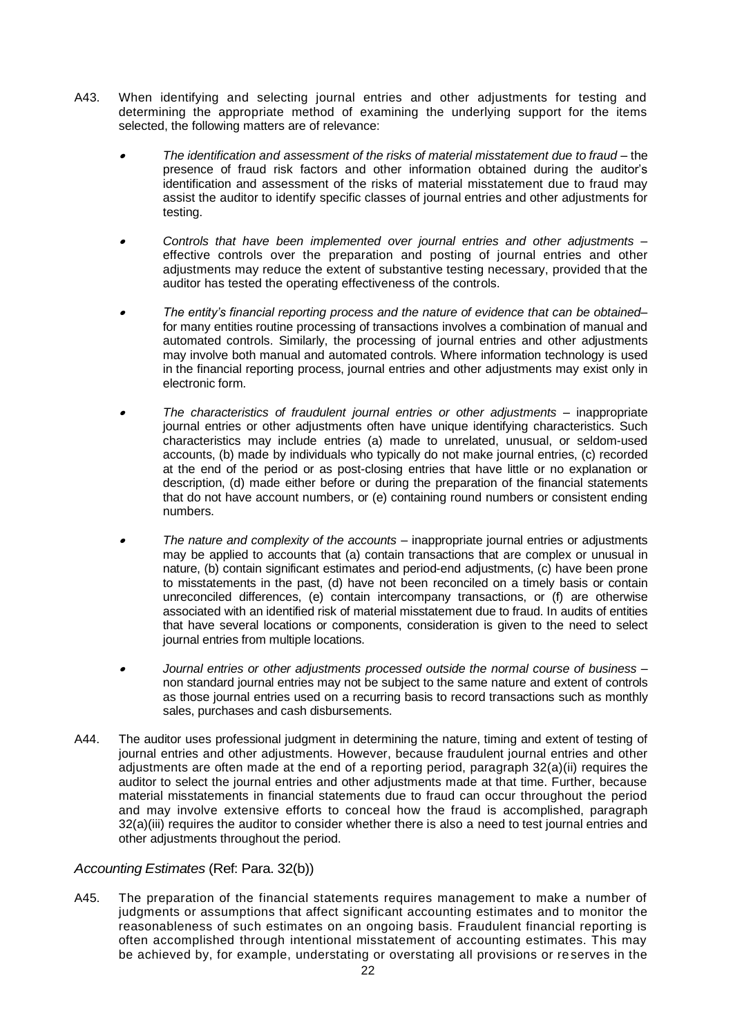A43. When identifying and selecting journal entries and other adjustments for testing and determining the appropriate method of examining the underlying support for the items selected, the following matters are of relevance:

- *The identification and assessment of the risks of material misstatement due to fraud* – the presence of fraud risk factors and other information obtained during the auditor's identification and assessment of the risks of material misstatement due to fraud may assist the auditor to identify specific classes of journal entries and other adjustments for testing.

- *Controls that have been implemented over journal entries and other adjustments* – effective controls over the preparation and posting of journal entries and other adjustments may reduce the extent of substantive testing necessary, provided that the auditor has tested the operating effectiveness of the controls.

- *The entity's financial reporting process and the nature of evidence that can be obtained*– for many entities routine processing of transactions involves a combination of manual and automated controls. Similarly, the processing of journal entries and other adjustments may involve both manual and automated controls. Where information technology is used in the financial reporting process, journal entries and other adjustments may exist only in electronic form.

- *The characteristics of fraudulent journal entries or other adjustments* – inappropriate journal entries or other adjustments often have unique identifying characteristics. Such characteristics may include entries (a) made to unrelated, unusual, or seldom-used accounts, (b) made by individuals who typically do not make journal entries, (c) recorded at the end of the period or as post-closing entries that have little or no explanation or description, (d) made either before or during the preparation of the financial statements that do not have account numbers, or (e) containing round numbers or consistent ending numbers.

- *The nature and complexity of the accounts* – inappropriate journal entries or adjustments may be applied to accounts that (a) contain transactions that are complex or unusual in nature, (b) contain significant estimates and period-end adjustments, (c) have been prone to misstatements in the past, (d) have not been reconciled on a timely basis or contain unreconciled differences, (e) contain intercompany transactions, or (f) are otherwise associated with an identified risk of material misstatement due to fraud. In audits of entities that have several locations or components, consideration is given to the need to select journal entries from multiple locations.

- *Journal entries or other adjustments processed outside the normal course of business* – non standard journal entries may not be subject to the same nature and extent of controls as those journal entries used on a recurring basis to record transactions such as monthly sales, purchases and cash disbursements.

A44. The auditor uses professional judgment in determining the nature, timing and extent of testing of journal entries and other adjustments. However, because fraudulent journal entries and other adjustments are often made at the end of a reporting period, paragraph 32(a)(ii) requires the auditor to select the journal entries and other adjustments made at that time. Further, because material misstatements in financial statements due to fraud can occur throughout the period and may involve extensive efforts to conceal how the fraud is accomplished, paragraph 32(a)(iii) requires the auditor to consider whether there is also a need to test journal entries and other adjustments throughout the period.

### *Accounting Estimates* (Ref: Para. 32(b))

A45. The preparation of the financial statements requires management to make a number of judgments or assumptions that affect significant accounting estimates and to monitor the reasonableness of such estimates on an ongoing basis. Fraudulent financial reporting is often accomplished through intentional misstatement of accounting estimates. This may be achieved by, for example, understating or overstating all provisions or reserves in the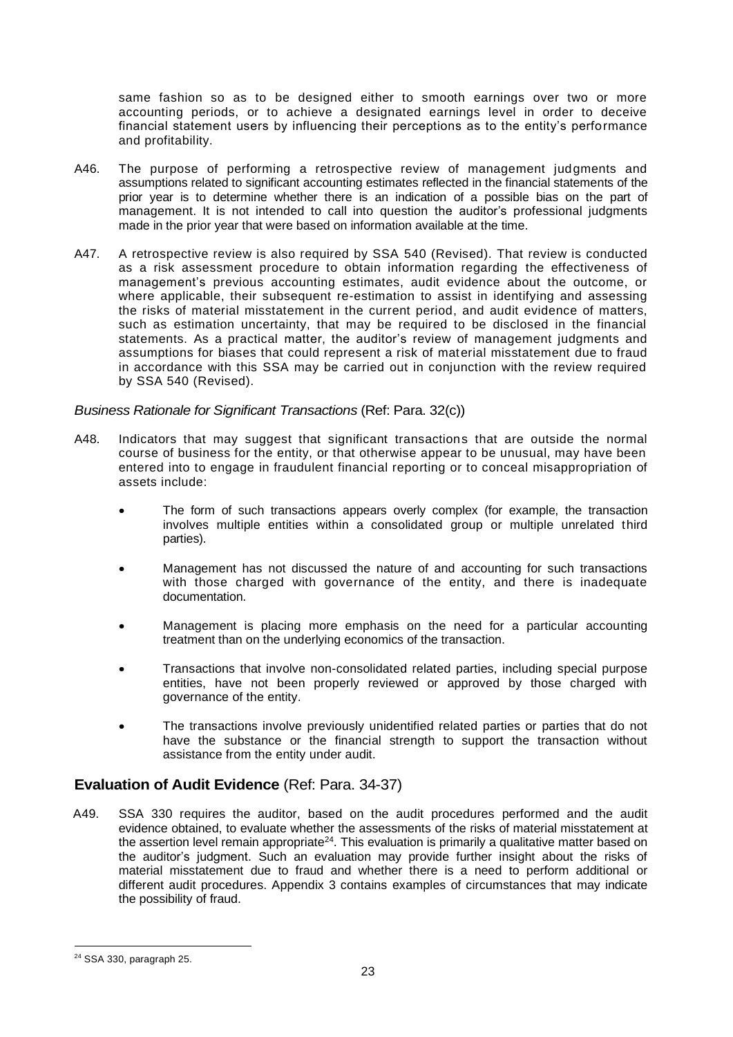same fashion so as to be designed either to smooth earnings over two or more accounting periods, or to achieve a designated earnings level in order to deceive financial statement users by influencing their perceptions as to the entity's performance and profitability.

A46. The purpose of performing a retrospective review of management judgments and assumptions related to significant accounting estimates reflected in the financial statements of the prior year is to determine whether there is an indication of a possible bias on the part of management. It is not intended to call into question the auditor's professional judgments made in the prior year that were based on information available at the time.

A47. A retrospective review is also required by SSA 540 (Revised). That review is conducted as a risk assessment procedure to obtain information regarding the effectiveness of management's previous accounting estimates, audit evidence about the outcome, or where applicable, their subsequent re-estimation to assist in identifying and assessing the risks of material misstatement in the current period, and audit evidence of matters, such as estimation uncertainty, that may be required to be disclosed in the financial statements. As a practical matter, the auditor's review of management judgments and assumptions for biases that could represent a risk of material misstatement due to fraud in accordance with this SSA may be carried out in conjunction with the review required by SSA 540 (Revised).

*Business Rationale for Significant Transactions* (Ref: Para. 32(c))

A48. Indicators that may suggest that significant transactions that are outside the normal course of business for the entity, or that otherwise appear to be unusual, may have been entered into to engage in fraudulent financial reporting or to conceal misappropriation of assets include:

- The form of such transactions appears overly complex (for example, the transaction involves multiple entities within a consolidated group or multiple unrelated third parties).
- Management has not discussed the nature of and accounting for such transactions with those charged with governance of the entity, and there is inadequate documentation.
- Management is placing more emphasis on the need for a particular accounting treatment than on the underlying economics of the transaction.
- Transactions that involve non-consolidated related parties, including special purpose entities, have not been properly reviewed or approved by those charged with governance of the entity.
- The transactions involve previously unidentified related parties or parties that do not have the substance or the financial strength to support the transaction without assistance from the entity under audit.

## Evaluation of Audit Evidence (Ref: Para. 34-37)

A49. SSA 330 requires the auditor, based on the audit procedures performed and the audit evidence obtained, to evaluate whether the assessments of the risks of material misstatement at the assertion level remain appropriate[24]. This evaluation is primarily a qualitative matter based on the auditor's judgment. Such an evaluation may provide further insight about the risks of material misstatement due to fraud and whether there is a need to perform additional or different audit procedures. Appendix 3 contains examples of circumstances that may indicate the possibility of fraud.

[24] SSA 330, paragraph 25.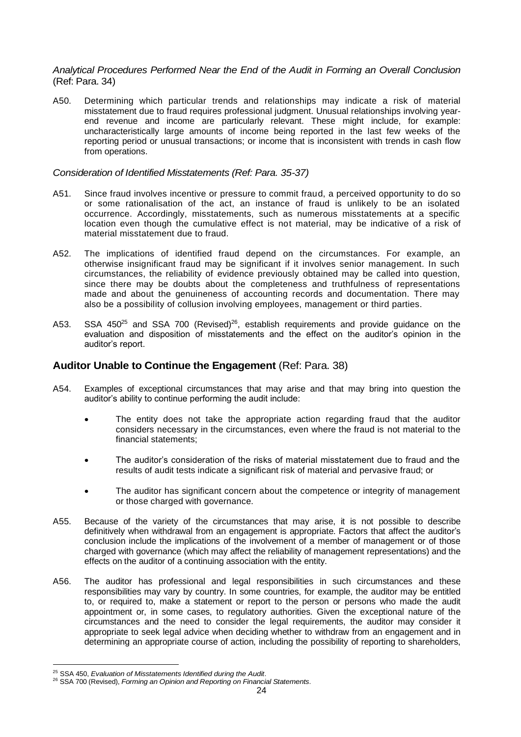*Analytical Procedures Performed Near the End of the Audit in Forming an Overall Conclusion* (Ref: Para. 34)

A50. Determining which particular trends and relationships may indicate a risk of material misstatement due to fraud requires professional judgment. Unusual relationships involving year-end revenue and income are particularly relevant. These might include, for example: uncharacteristically large amounts of income being reported in the last few weeks of the reporting period or unusual transactions; or income that is inconsistent with trends in cash flow from operations.

*Consideration of Identified Misstatements (Ref: Para. 35-37)*

A51. Since fraud involves incentive or pressure to commit fraud, a perceived opportunity to do so or some rationalisation of the act, an instance of fraud is unlikely to be an isolated occurrence. Accordingly, misstatements, such as numerous misstatements at a specific location even though the cumulative effect is not material, may be indicative of a risk of material misstatement due to fraud.

A52. The implications of identified fraud depend on the circumstances. For example, an otherwise insignificant fraud may be significant if it involves senior management. In such circumstances, the reliability of evidence previously obtained may be called into question, since there may be doubts about the completeness and truthfulness of representations made and about the genuineness of accounting records and documentation. There may also be a possibility of collusion involving employees, management or third parties.

A53. SSA 450[25] and SSA 700 (Revised)[26], establish requirements and provide guidance on the evaluation and disposition of misstatements and the effect on the auditor's opinion in the auditor's report.

## **Auditor Unable to Continue the Engagement** (Ref: Para. 38)

A54. Examples of exceptional circumstances that may arise and that may bring into question the auditor's ability to continue performing the audit include:

- The entity does not take the appropriate action regarding fraud that the auditor considers necessary in the circumstances, even where the fraud is not material to the financial statements;
- The auditor's consideration of the risks of material misstatement due to fraud and the results of audit tests indicate a significant risk of material and pervasive fraud; or
- The auditor has significant concern about the competence or integrity of management or those charged with governance.

A55. Because of the variety of the circumstances that may arise, it is not possible to describe definitively when withdrawal from an engagement is appropriate. Factors that affect the auditor's conclusion include the implications of the involvement of a member of management or of those charged with governance (which may affect the reliability of management representations) and the effects on the auditor of a continuing association with the entity.

A56. The auditor has professional and legal responsibilities in such circumstances and these responsibilities may vary by country. In some countries, for example, the auditor may be entitled to, or required to, make a statement or report to the person or persons who made the audit appointment or, in some cases, to regulatory authorities. Given the exceptional nature of the circumstances and the need to consider the legal requirements, the auditor may consider it appropriate to seek legal advice when deciding whether to withdraw from an engagement and in determining an appropriate course of action, including the possibility of reporting to shareholders,

---

[25] SSA 450, *Evaluation of Misstatements Identified during the Audit*.

[26] SSA 700 (Revised), *Forming an Opinion and Reporting on Financial Statements*.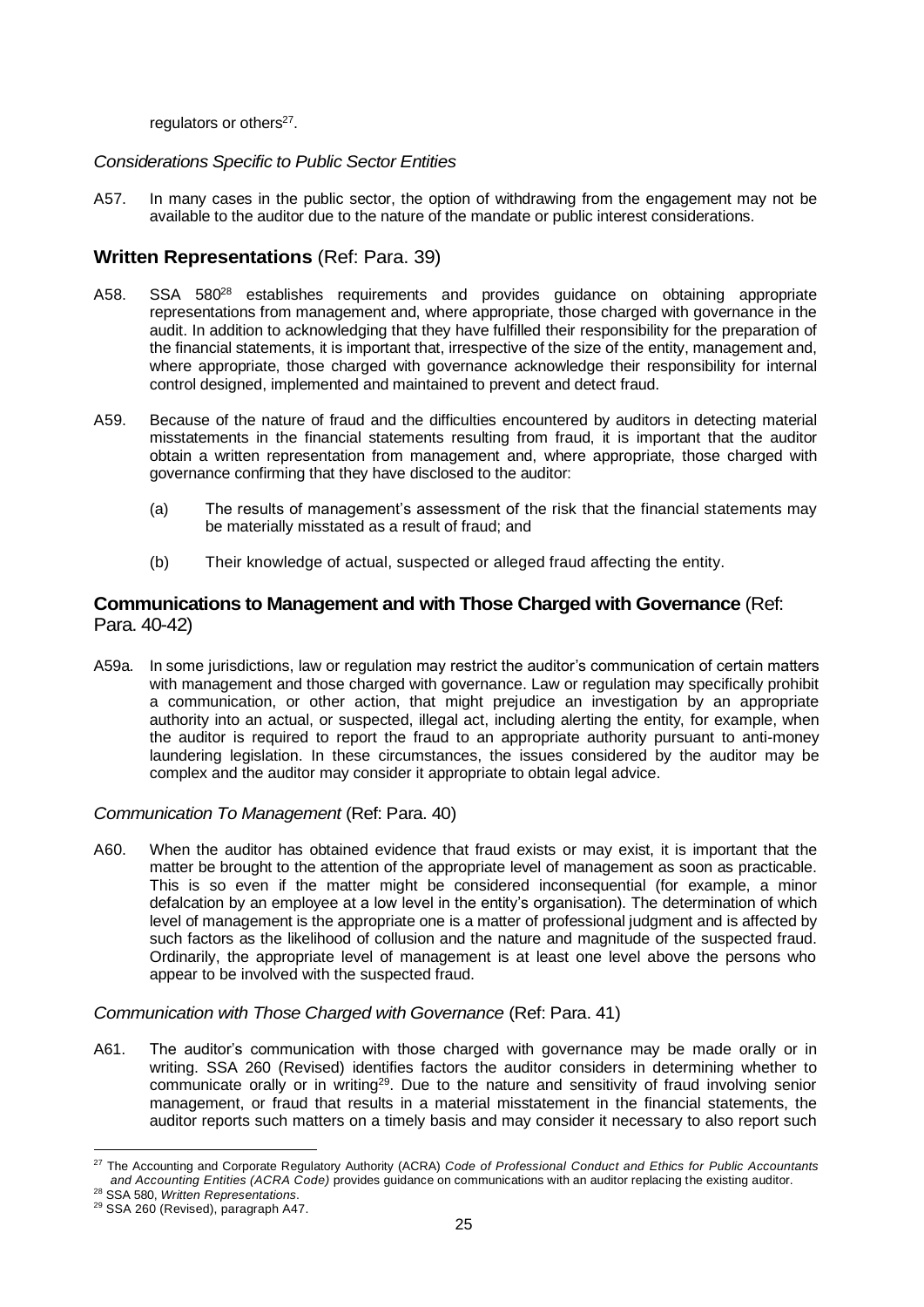regulators or others[27].

*Considerations Specific to Public Sector Entities*

A57. In many cases in the public sector, the option of withdrawing from the engagement may not be available to the auditor due to the nature of the mandate or public interest considerations.

## Written Representations (Ref: Para. 39)

A58. SSA 580[28] establishes requirements and provides guidance on obtaining appropriate representations from management and, where appropriate, those charged with governance in the audit. In addition to acknowledging that they have fulfilled their responsibility for the preparation of the financial statements, it is important that, irrespective of the size of the entity, management and, where appropriate, those charged with governance acknowledge their responsibility for internal control designed, implemented and maintained to prevent and detect fraud.

A59. Because of the nature of fraud and the difficulties encountered by auditors in detecting material misstatements in the financial statements resulting from fraud, it is important that the auditor obtain a written representation from management and, where appropriate, those charged with governance confirming that they have disclosed to the auditor:

(a) The results of management's assessment of the risk that the financial statements may be materially misstated as a result of fraud; and

(b) Their knowledge of actual, suspected or alleged fraud affecting the entity.

## Communications to Management and with Those Charged with Governance (Ref: Para. 40-42)

A59a. In some jurisdictions, law or regulation may restrict the auditor's communication of certain matters with management and those charged with governance. Law or regulation may specifically prohibit a communication, or other action, that might prejudice an investigation by an appropriate authority into an actual, or suspected, illegal act, including alerting the entity, for example, when the auditor is required to report the fraud to an appropriate authority pursuant to anti-money laundering legislation. In these circumstances, the issues considered by the auditor may be complex and the auditor may consider it appropriate to obtain legal advice.

*Communication To Management* (Ref: Para. 40)

A60. When the auditor has obtained evidence that fraud exists or may exist, it is important that the matter be brought to the attention of the appropriate level of management as soon as practicable. This is so even if the matter might be considered inconsequential (for example, a minor defalcation by an employee at a low level in the entity's organisation). The determination of which level of management is the appropriate one is a matter of professional judgment and is affected by such factors as the likelihood of collusion and the nature and magnitude of the suspected fraud. Ordinarily, the appropriate level of management is at least one level above the persons who appear to be involved with the suspected fraud.

*Communication with Those Charged with Governance* (Ref: Para. 41)

A61. The auditor's communication with those charged with governance may be made orally or in writing. SSA 260 (Revised) identifies factors the auditor considers in determining whether to communicate orally or in writing[29]. Due to the nature and sensitivity of fraud involving senior management, or fraud that results in a material misstatement in the financial statements, the auditor reports such matters on a timely basis and may consider it necessary to also report such

---

[27] The Accounting and Corporate Regulatory Authority (ACRA) *Code of Professional Conduct and Ethics for Public Accountants and Accounting Entities (ACRA Code)* provides guidance on communications with an auditor replacing the existing auditor.

[28] SSA 580, *Written Representations*.

[29] SSA 260 (Revised), paragraph A47.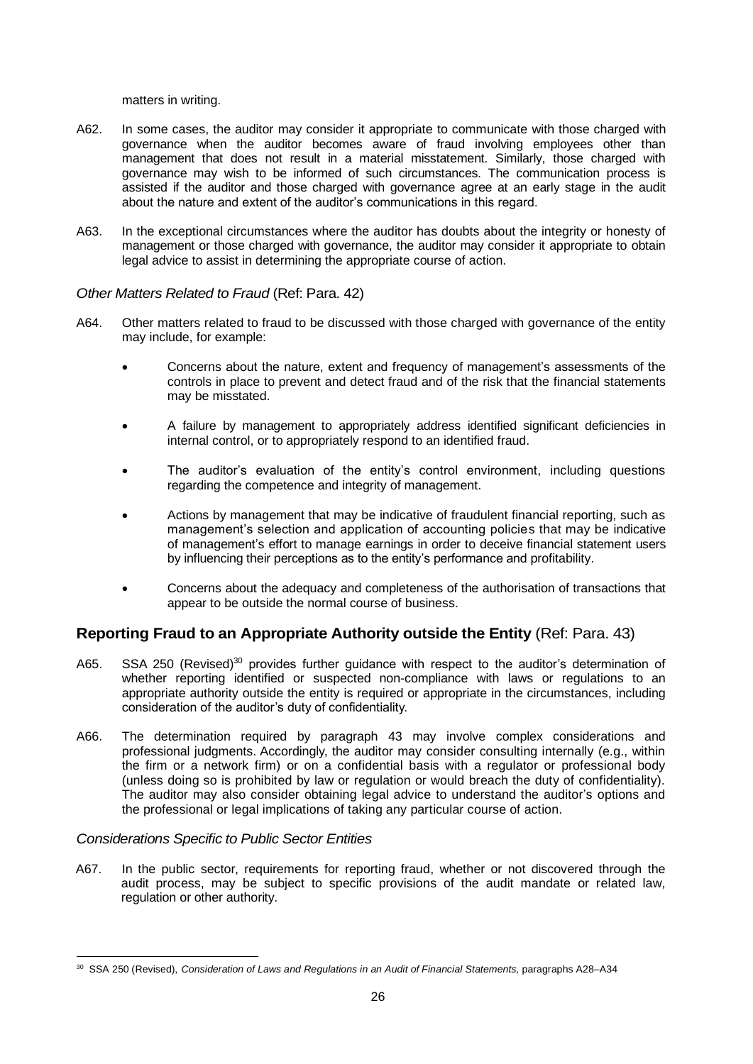matters in writing.

A62. In some cases, the auditor may consider it appropriate to communicate with those charged with governance when the auditor becomes aware of fraud involving employees other than management that does not result in a material misstatement. Similarly, those charged with governance may wish to be informed of such circumstances. The communication process is assisted if the auditor and those charged with governance agree at an early stage in the audit about the nature and extent of the auditor's communications in this regard.

A63. In the exceptional circumstances where the auditor has doubts about the integrity or honesty of management or those charged with governance, the auditor may consider it appropriate to obtain legal advice to assist in determining the appropriate course of action.

*Other Matters Related to Fraud* (Ref: Para. 42)

A64. Other matters related to fraud to be discussed with those charged with governance of the entity may include, for example:

- Concerns about the nature, extent and frequency of management's assessments of the controls in place to prevent and detect fraud and of the risk that the financial statements may be misstated.
- A failure by management to appropriately address identified significant deficiencies in internal control, or to appropriately respond to an identified fraud.
- The auditor's evaluation of the entity's control environment, including questions regarding the competence and integrity of management.
- Actions by management that may be indicative of fraudulent financial reporting, such as management's selection and application of accounting policies that may be indicative of management's effort to manage earnings in order to deceive financial statement users by influencing their perceptions as to the entity's performance and profitability.
- Concerns about the adequacy and completeness of the authorisation of transactions that appear to be outside the normal course of business.

## Reporting Fraud to an Appropriate Authority outside the Entity (Ref: Para. 43)

A65. SSA 250 (Revised)[30] provides further guidance with respect to the auditor's determination of whether reporting identified or suspected non-compliance with laws or regulations to an appropriate authority outside the entity is required or appropriate in the circumstances, including consideration of the auditor's duty of confidentiality.

A66. The determination required by paragraph 43 may involve complex considerations and professional judgments. Accordingly, the auditor may consider consulting internally (e.g., within the firm or a network firm) or on a confidential basis with a regulator or professional body (unless doing so is prohibited by law or regulation or would breach the duty of confidentiality). The auditor may also consider obtaining legal advice to understand the auditor's options and the professional or legal implications of taking any particular course of action.

*Considerations Specific to Public Sector Entities*

A67. In the public sector, requirements for reporting fraud, whether or not discovered through the audit process, may be subject to specific provisions of the audit mandate or related law, regulation or other authority.

[30] SSA 250 (Revised), *Consideration of Laws and Regulations in an Audit of Financial Statements,* paragraphs A28–A34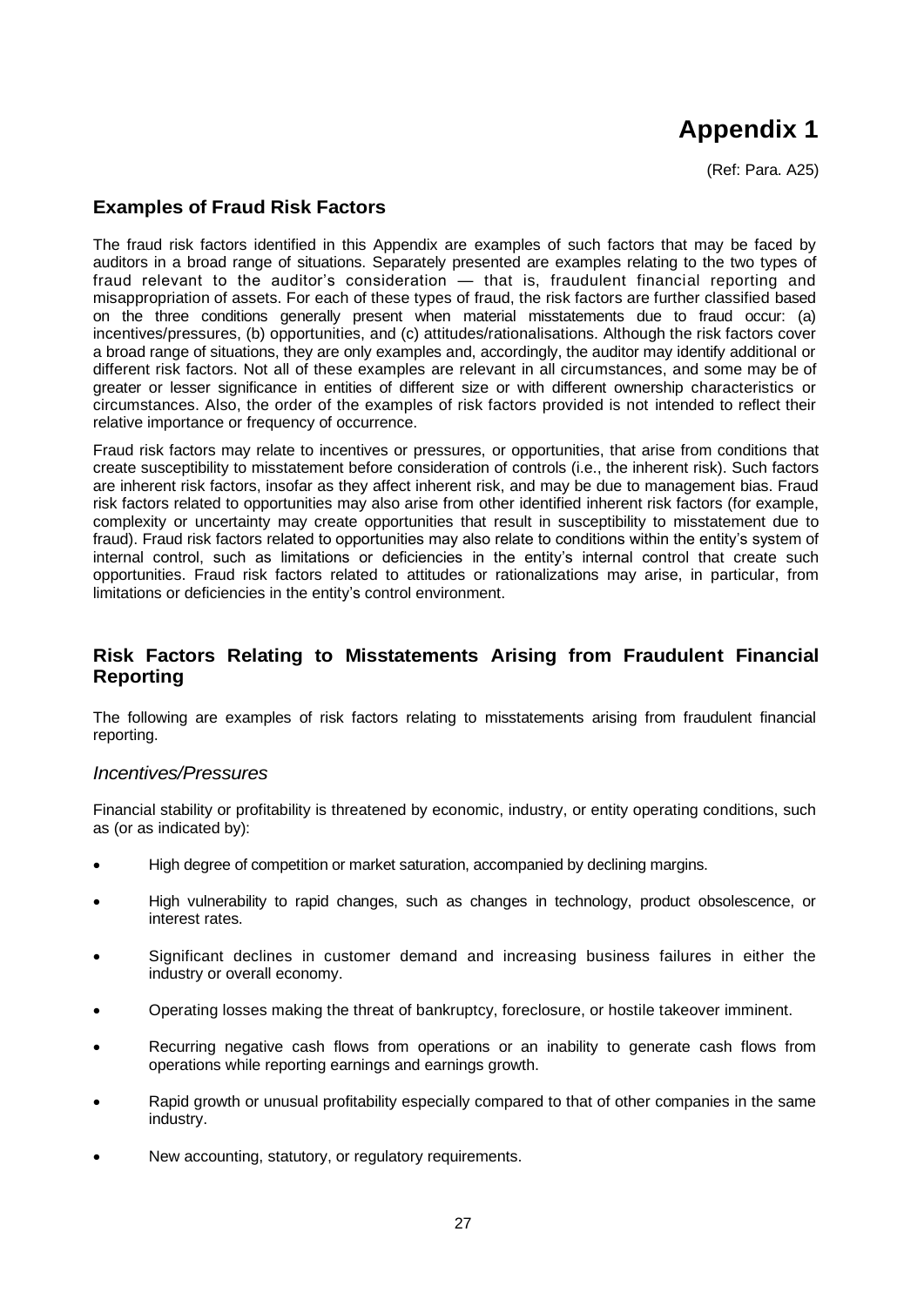# Appendix 1

(Ref: Para. A25)

## Examples of Fraud Risk Factors

The fraud risk factors identified in this Appendix are examples of such factors that may be faced by auditors in a broad range of situations. Separately presented are examples relating to the two types of fraud relevant to the auditor's consideration — that is, fraudulent financial reporting and misappropriation of assets. For each of these types of fraud, the risk factors are further classified based on the three conditions generally present when material misstatements due to fraud occur: (a) incentives/pressures, (b) opportunities, and (c) attitudes/rationalisations. Although the risk factors cover a broad range of situations, they are only examples and, accordingly, the auditor may identify additional or different risk factors. Not all of these examples are relevant in all circumstances, and some may be of greater or lesser significance in entities of different size or with different ownership characteristics or circumstances. Also, the order of the examples of risk factors provided is not intended to reflect their relative importance or frequency of occurrence.

Fraud risk factors may relate to incentives or pressures, or opportunities, that arise from conditions that create susceptibility to misstatement before consideration of controls (i.e., the inherent risk). Such factors are inherent risk factors, insofar as they affect inherent risk, and may be due to management bias. Fraud risk factors related to opportunities may also arise from other identified inherent risk factors (for example, complexity or uncertainty may create opportunities that result in susceptibility to misstatement due to fraud). Fraud risk factors related to opportunities may also relate to conditions within the entity's system of internal control, such as limitations or deficiencies in the entity's internal control that create such opportunities. Fraud risk factors related to attitudes or rationalizations may arise, in particular, from limitations or deficiencies in the entity's control environment.

## Risk Factors Relating to Misstatements Arising from Fraudulent Financial Reporting

The following are examples of risk factors relating to misstatements arising from fraudulent financial reporting.

### *Incentives/Pressures*

Financial stability or profitability is threatened by economic, industry, or entity operating conditions, such as (or as indicated by):

- High degree of competition or market saturation, accompanied by declining margins.
- High vulnerability to rapid changes, such as changes in technology, product obsolescence, or interest rates.
- Significant declines in customer demand and increasing business failures in either the industry or overall economy.
- Operating losses making the threat of bankruptcy, foreclosure, or hostile takeover imminent.
- Recurring negative cash flows from operations or an inability to generate cash flows from operations while reporting earnings and earnings growth.
- Rapid growth or unusual profitability especially compared to that of other companies in the same industry.
- New accounting, statutory, or regulatory requirements.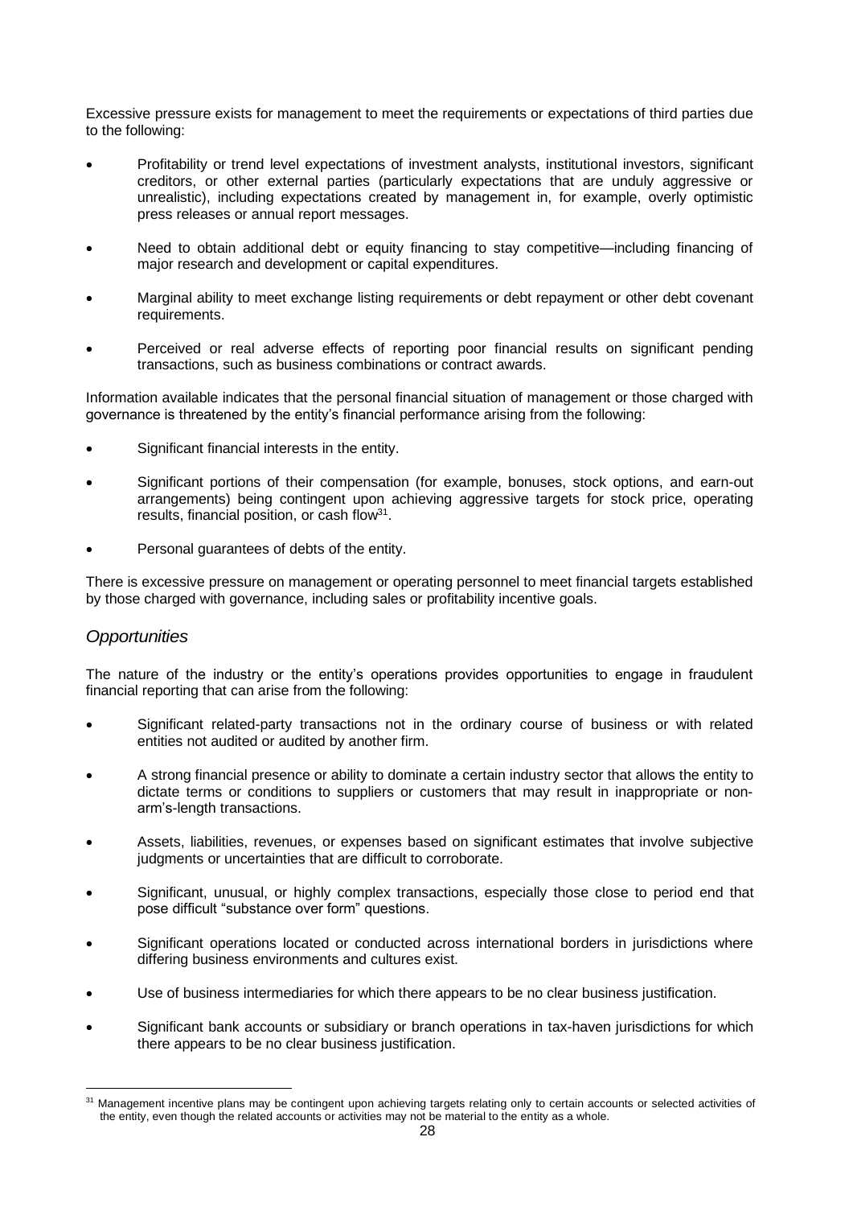Excessive pressure exists for management to meet the requirements or expectations of third parties due to the following:

- Profitability or trend level expectations of investment analysts, institutional investors, significant creditors, or other external parties (particularly expectations that are unduly aggressive or unrealistic), including expectations created by management in, for example, overly optimistic press releases or annual report messages.
- Need to obtain additional debt or equity financing to stay competitive—including financing of major research and development or capital expenditures.
- Marginal ability to meet exchange listing requirements or debt repayment or other debt covenant requirements.
- Perceived or real adverse effects of reporting poor financial results on significant pending transactions, such as business combinations or contract awards.

Information available indicates that the personal financial situation of management or those charged with governance is threatened by the entity's financial performance arising from the following:

- Significant financial interests in the entity.
- Significant portions of their compensation (for example, bonuses, stock options, and earn-out arrangements) being contingent upon achieving aggressive targets for stock price, operating results, financial position, or cash flow[31].
- Personal guarantees of debts of the entity.

There is excessive pressure on management or operating personnel to meet financial targets established by those charged with governance, including sales or profitability incentive goals.

## *Opportunities*

The nature of the industry or the entity's operations provides opportunities to engage in fraudulent financial reporting that can arise from the following:

- Significant related-party transactions not in the ordinary course of business or with related entities not audited or audited by another firm.
- A strong financial presence or ability to dominate a certain industry sector that allows the entity to dictate terms or conditions to suppliers or customers that may result in inappropriate or non-arm's-length transactions.
- Assets, liabilities, revenues, or expenses based on significant estimates that involve subjective judgments or uncertainties that are difficult to corroborate.
- Significant, unusual, or highly complex transactions, especially those close to period end that pose difficult "substance over form" questions.
- Significant operations located or conducted across international borders in jurisdictions where differing business environments and cultures exist.
- Use of business intermediaries for which there appears to be no clear business justification.
- Significant bank accounts or subsidiary or branch operations in tax-haven jurisdictions for which there appears to be no clear business justification.

[31] Management incentive plans may be contingent upon achieving targets relating only to certain accounts or selected activities of the entity, even though the related accounts or activities may not be material to the entity as a whole.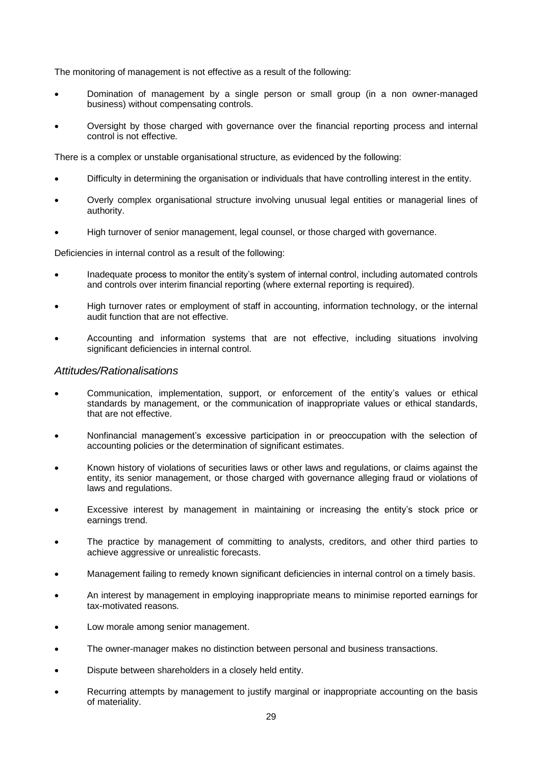The monitoring of management is not effective as a result of the following:

- Domination of management by a single person or small group (in a non owner-managed business) without compensating controls.
- Oversight by those charged with governance over the financial reporting process and internal control is not effective.

There is a complex or unstable organisational structure, as evidenced by the following:

- Difficulty in determining the organisation or individuals that have controlling interest in the entity.
- Overly complex organisational structure involving unusual legal entities or managerial lines of authority.
- High turnover of senior management, legal counsel, or those charged with governance.

Deficiencies in internal control as a result of the following:

- Inadequate process to monitor the entity's system of internal control, including automated controls and controls over interim financial reporting (where external reporting is required).
- High turnover rates or employment of staff in accounting, information technology, or the internal audit function that are not effective.
- Accounting and information systems that are not effective, including situations involving significant deficiencies in internal control.

### *Attitudes/Rationalisations*

- Communication, implementation, support, or enforcement of the entity's values or ethical standards by management, or the communication of inappropriate values or ethical standards, that are not effective.
- Nonfinancial management's excessive participation in or preoccupation with the selection of accounting policies or the determination of significant estimates.
- Known history of violations of securities laws or other laws and regulations, or claims against the entity, its senior management, or those charged with governance alleging fraud or violations of laws and regulations.
- Excessive interest by management in maintaining or increasing the entity's stock price or earnings trend.
- The practice by management of committing to analysts, creditors, and other third parties to achieve aggressive or unrealistic forecasts.
- Management failing to remedy known significant deficiencies in internal control on a timely basis.
- An interest by management in employing inappropriate means to minimise reported earnings for tax-motivated reasons.
- Low morale among senior management.
- The owner-manager makes no distinction between personal and business transactions.
- Dispute between shareholders in a closely held entity.
- Recurring attempts by management to justify marginal or inappropriate accounting on the basis of materiality.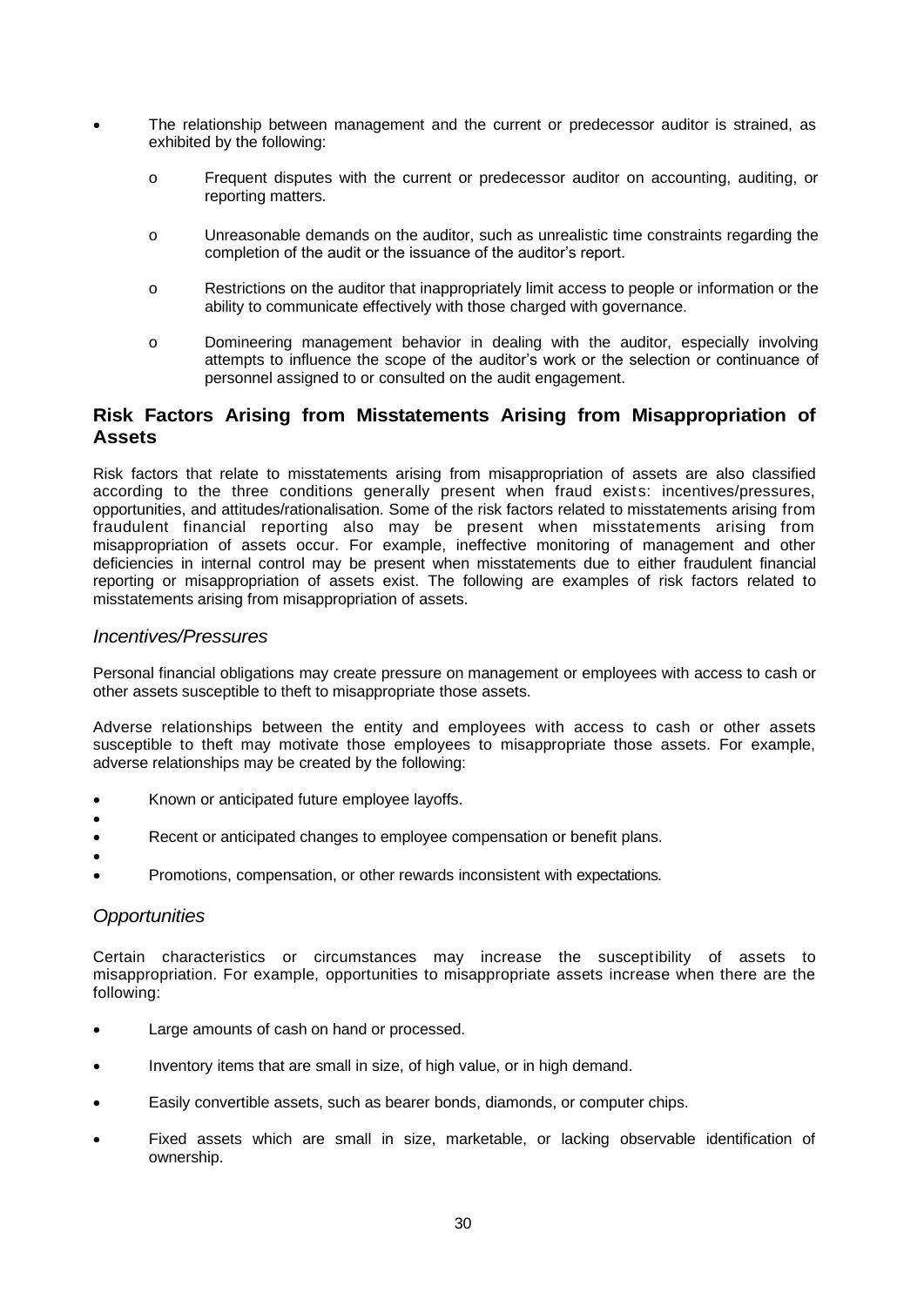- The relationship between management and the current or predecessor auditor is strained, as exhibited by the following:
    - Frequent disputes with the current or predecessor auditor on accounting, auditing, or reporting matters.
    - Unreasonable demands on the auditor, such as unrealistic time constraints regarding the completion of the audit or the issuance of the auditor's report.
    - Restrictions on the auditor that inappropriately limit access to people or information or the ability to communicate effectively with those charged with governance.
    - Domineering management behavior in dealing with the auditor, especially involving attempts to influence the scope of the auditor's work or the selection or continuance of personnel assigned to or consulted on the audit engagement.

## Risk Factors Arising from Misstatements Arising from Misappropriation of Assets

Risk factors that relate to misstatements arising from misappropriation of assets are also classified according to the three conditions generally present when fraud exists: incentives/pressures, opportunities, and attitudes/rationalisation. Some of the risk factors related to misstatements arising from fraudulent financial reporting also may be present when misstatements arising from misappropriation of assets occur. For example, ineffective monitoring of management and other deficiencies in internal control may be present when misstatements due to either fraudulent financial reporting or misappropriation of assets exist. The following are examples of risk factors related to misstatements arising from misappropriation of assets.

### *Incentives/Pressures*

Personal financial obligations may create pressure on management or employees with access to cash or other assets susceptible to theft to misappropriate those assets.

Adverse relationships between the entity and employees with access to cash or other assets susceptible to theft may motivate those employees to misappropriate those assets. For example, adverse relationships may be created by the following:

- Known or anticipated future employee layoffs.
- Recent or anticipated changes to employee compensation or benefit plans.
- Promotions, compensation, or other rewards inconsistent with expectations.

### *Opportunities*

Certain characteristics or circumstances may increase the susceptibility of assets to misappropriation. For example, opportunities to misappropriate assets increase when there are the following:

- Large amounts of cash on hand or processed.
- Inventory items that are small in size, of high value, or in high demand.
- Easily convertible assets, such as bearer bonds, diamonds, or computer chips.
- Fixed assets which are small in size, marketable, or lacking observable identification of ownership.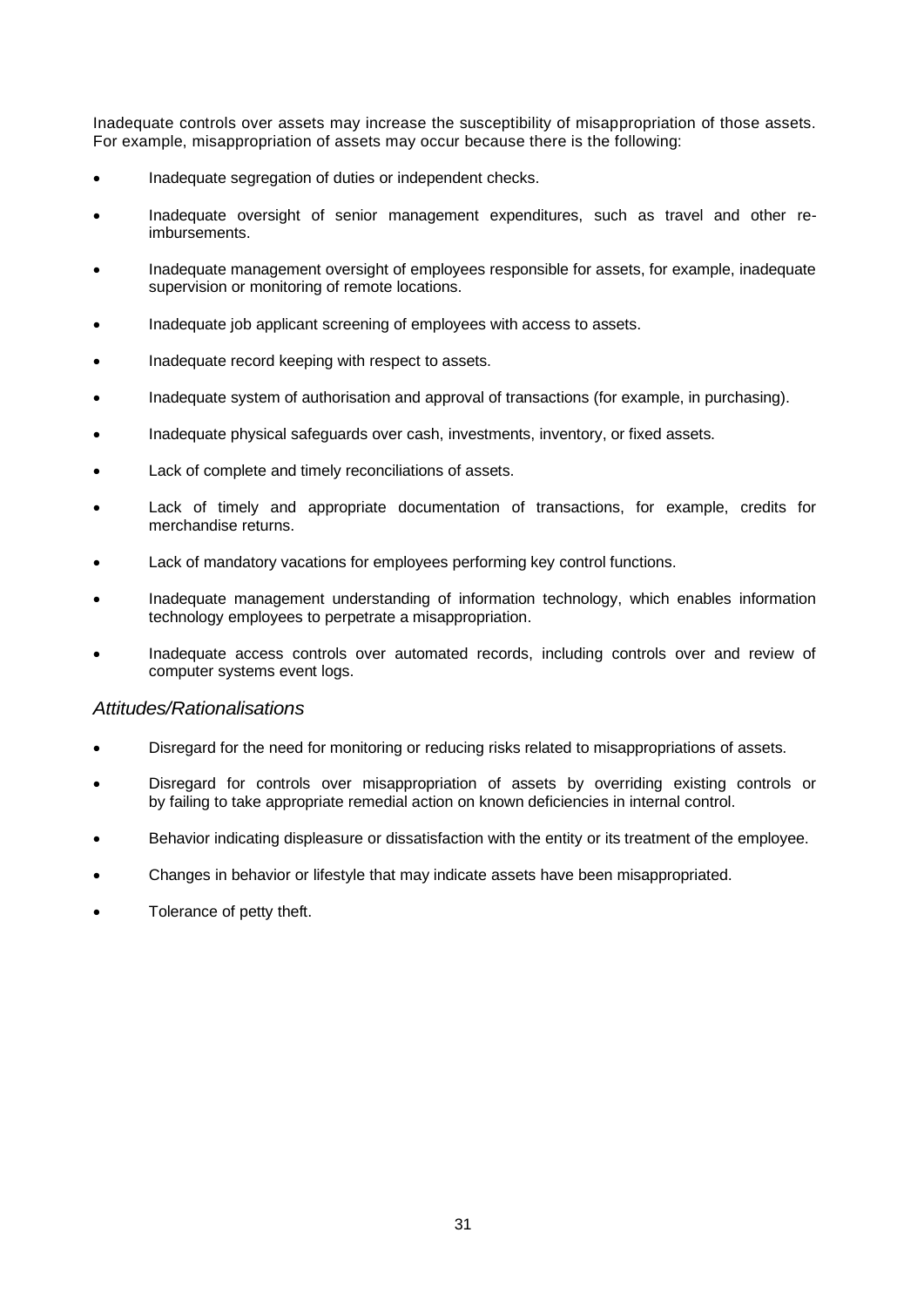Inadequate controls over assets may increase the susceptibility of misappropriation of those assets. For example, misappropriation of assets may occur because there is the following:

- Inadequate segregation of duties or independent checks.
- Inadequate oversight of senior management expenditures, such as travel and other re-imbursements.
- Inadequate management oversight of employees responsible for assets, for example, inadequate supervision or monitoring of remote locations.
- Inadequate job applicant screening of employees with access to assets.
- Inadequate record keeping with respect to assets.
- Inadequate system of authorisation and approval of transactions (for example, in purchasing).
- Inadequate physical safeguards over cash, investments, inventory, or fixed assets.
- Lack of complete and timely reconciliations of assets.
- Lack of timely and appropriate documentation of transactions, for example, credits for merchandise returns.
- Lack of mandatory vacations for employees performing key control functions.
- Inadequate management understanding of information technology, which enables information technology employees to perpetrate a misappropriation.
- Inadequate access controls over automated records, including controls over and review of computer systems event logs.

*Attitudes/Rationalisations*

- Disregard for the need for monitoring or reducing risks related to misappropriations of assets.
- Disregard for controls over misappropriation of assets by overriding existing controls or by failing to take appropriate remedial action on known deficiencies in internal control.
- Behavior indicating displeasure or dissatisfaction with the entity or its treatment of the employee.
- Changes in behavior or lifestyle that may indicate assets have been misappropriated.
- Tolerance of petty theft.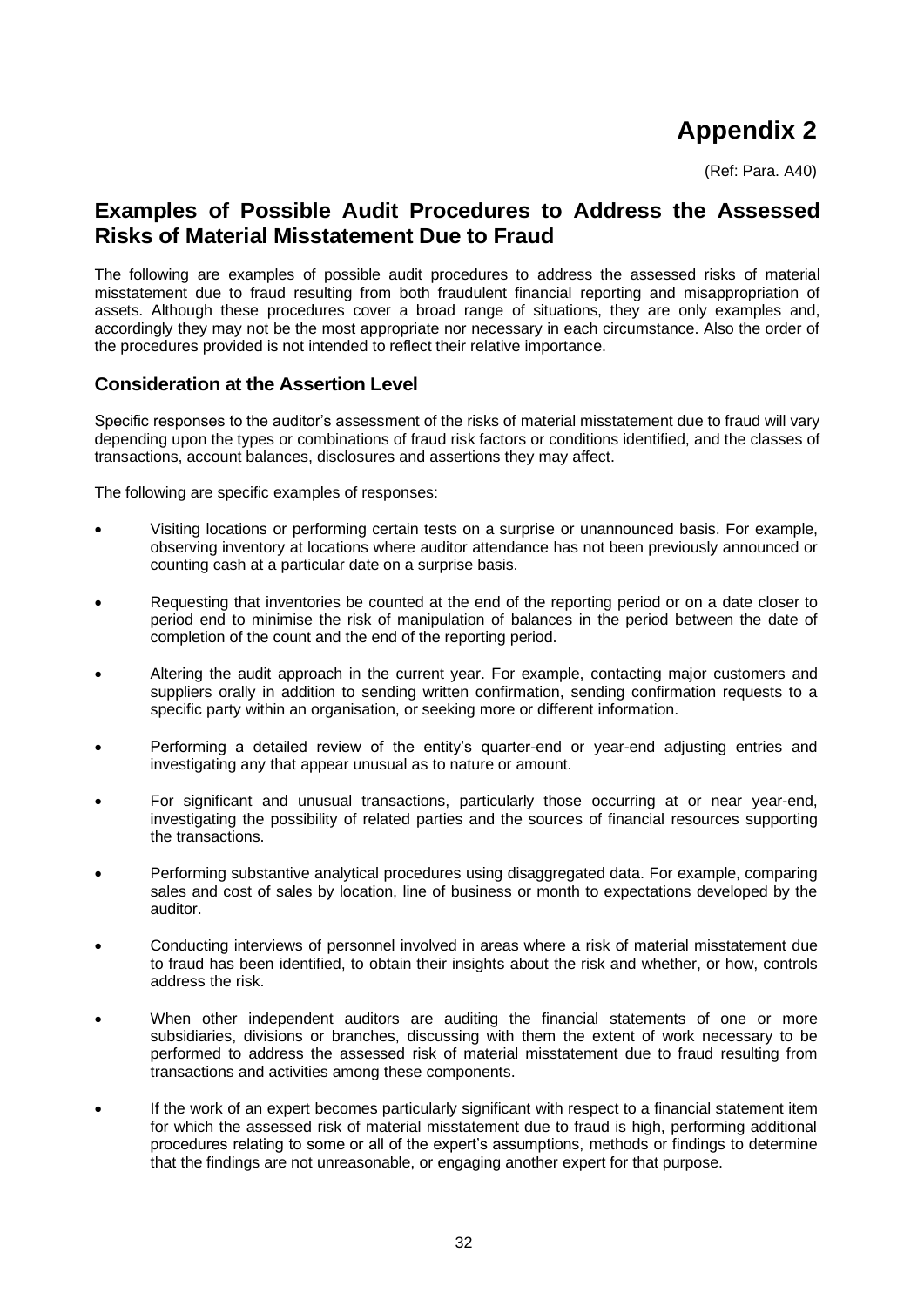# Appendix 2

(Ref: Para. A40)

## Examples of Possible Audit Procedures to Address the Assessed Risks of Material Misstatement Due to Fraud

The following are examples of possible audit procedures to address the assessed risks of material misstatement due to fraud resulting from both fraudulent financial reporting and misappropriation of assets. Although these procedures cover a broad range of situations, they are only examples and, accordingly they may not be the most appropriate nor necessary in each circumstance. Also the order of the procedures provided is not intended to reflect their relative importance.

### Consideration at the Assertion Level

Specific responses to the auditor's assessment of the risks of material misstatement due to fraud will vary depending upon the types or combinations of fraud risk factors or conditions identified, and the classes of transactions, account balances, disclosures and assertions they may affect.

The following are specific examples of responses:

- Visiting locations or performing certain tests on a surprise or unannounced basis. For example, observing inventory at locations where auditor attendance has not been previously announced or counting cash at a particular date on a surprise basis.
- Requesting that inventories be counted at the end of the reporting period or on a date closer to period end to minimise the risk of manipulation of balances in the period between the date of completion of the count and the end of the reporting period.
- Altering the audit approach in the current year. For example, contacting major customers and suppliers orally in addition to sending written confirmation, sending confirmation requests to a specific party within an organisation, or seeking more or different information.
- Performing a detailed review of the entity's quarter-end or year-end adjusting entries and investigating any that appear unusual as to nature or amount.
- For significant and unusual transactions, particularly those occurring at or near year-end, investigating the possibility of related parties and the sources of financial resources supporting the transactions.
- Performing substantive analytical procedures using disaggregated data. For example, comparing sales and cost of sales by location, line of business or month to expectations developed by the auditor.
- Conducting interviews of personnel involved in areas where a risk of material misstatement due to fraud has been identified, to obtain their insights about the risk and whether, or how, controls address the risk.
- When other independent auditors are auditing the financial statements of one or more subsidiaries, divisions or branches, discussing with them the extent of work necessary to be performed to address the assessed risk of material misstatement due to fraud resulting from transactions and activities among these components.
- If the work of an expert becomes particularly significant with respect to a financial statement item for which the assessed risk of material misstatement due to fraud is high, performing additional procedures relating to some or all of the expert's assumptions, methods or findings to determine that the findings are not unreasonable, or engaging another expert for that purpose.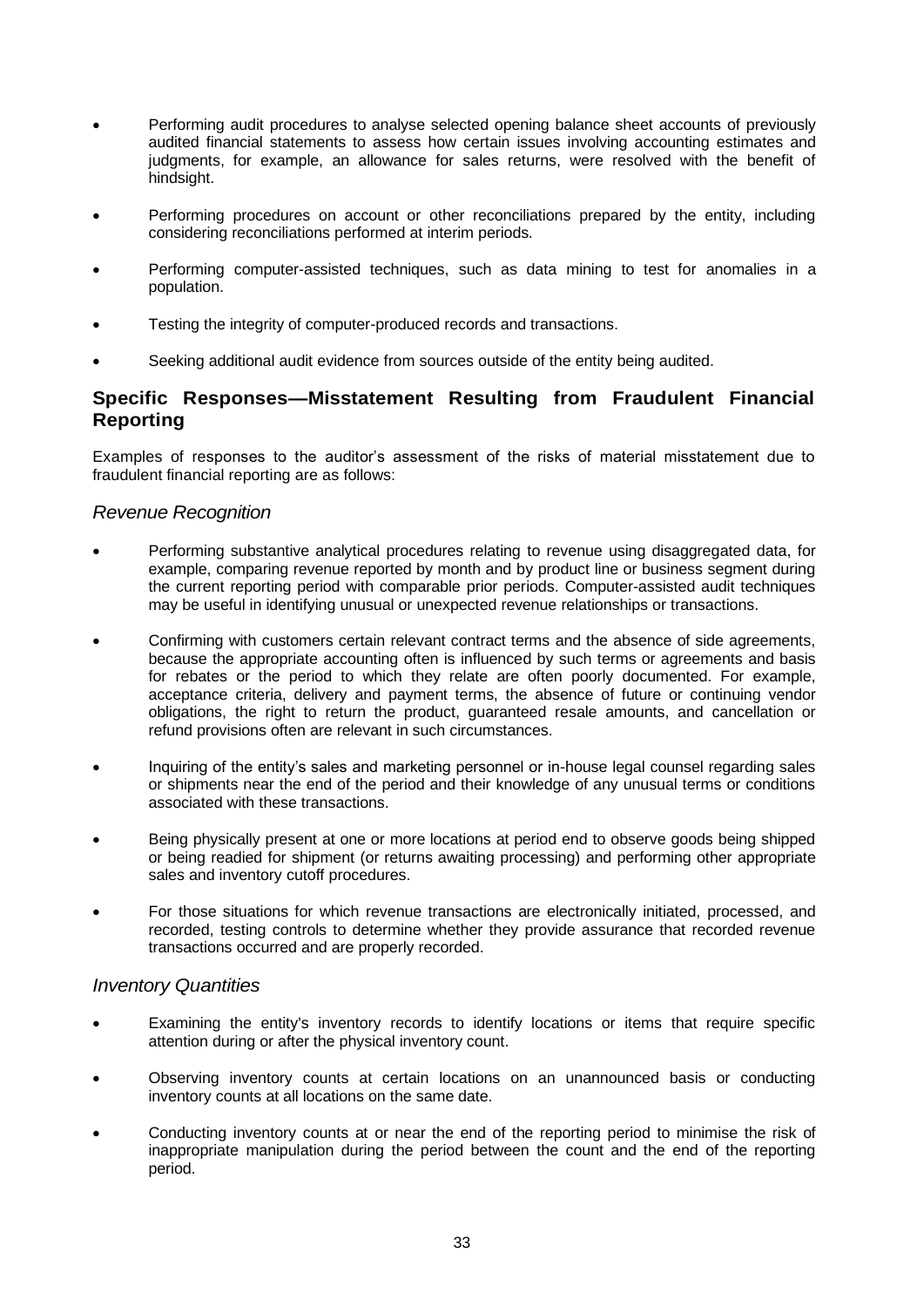- Performing audit procedures to analyse selected opening balance sheet accounts of previously audited financial statements to assess how certain issues involving accounting estimates and judgments, for example, an allowance for sales returns, were resolved with the benefit of hindsight.
- Performing procedures on account or other reconciliations prepared by the entity, including considering reconciliations performed at interim periods.
- Performing computer-assisted techniques, such as data mining to test for anomalies in a population.
- Testing the integrity of computer-produced records and transactions.
- Seeking additional audit evidence from sources outside of the entity being audited.

## Specific Responses—Misstatement Resulting from Fraudulent Financial Reporting

Examples of responses to the auditor's assessment of the risks of material misstatement due to fraudulent financial reporting are as follows:

### *Revenue Recognition*

- Performing substantive analytical procedures relating to revenue using disaggregated data, for example, comparing revenue reported by month and by product line or business segment during the current reporting period with comparable prior periods. Computer-assisted audit techniques may be useful in identifying unusual or unexpected revenue relationships or transactions.
- Confirming with customers certain relevant contract terms and the absence of side agreements, because the appropriate accounting often is influenced by such terms or agreements and basis for rebates or the period to which they relate are often poorly documented. For example, acceptance criteria, delivery and payment terms, the absence of future or continuing vendor obligations, the right to return the product, guaranteed resale amounts, and cancellation or refund provisions often are relevant in such circumstances.
- Inquiring of the entity's sales and marketing personnel or in-house legal counsel regarding sales or shipments near the end of the period and their knowledge of any unusual terms or conditions associated with these transactions.
- Being physically present at one or more locations at period end to observe goods being shipped or being readied for shipment (or returns awaiting processing) and performing other appropriate sales and inventory cutoff procedures.
- For those situations for which revenue transactions are electronically initiated, processed, and recorded, testing controls to determine whether they provide assurance that recorded revenue transactions occurred and are properly recorded.

### *Inventory Quantities*

- Examining the entity's inventory records to identify locations or items that require specific attention during or after the physical inventory count.
- Observing inventory counts at certain locations on an unannounced basis or conducting inventory counts at all locations on the same date.
- Conducting inventory counts at or near the end of the reporting period to minimise the risk of inappropriate manipulation during the period between the count and the end of the reporting period.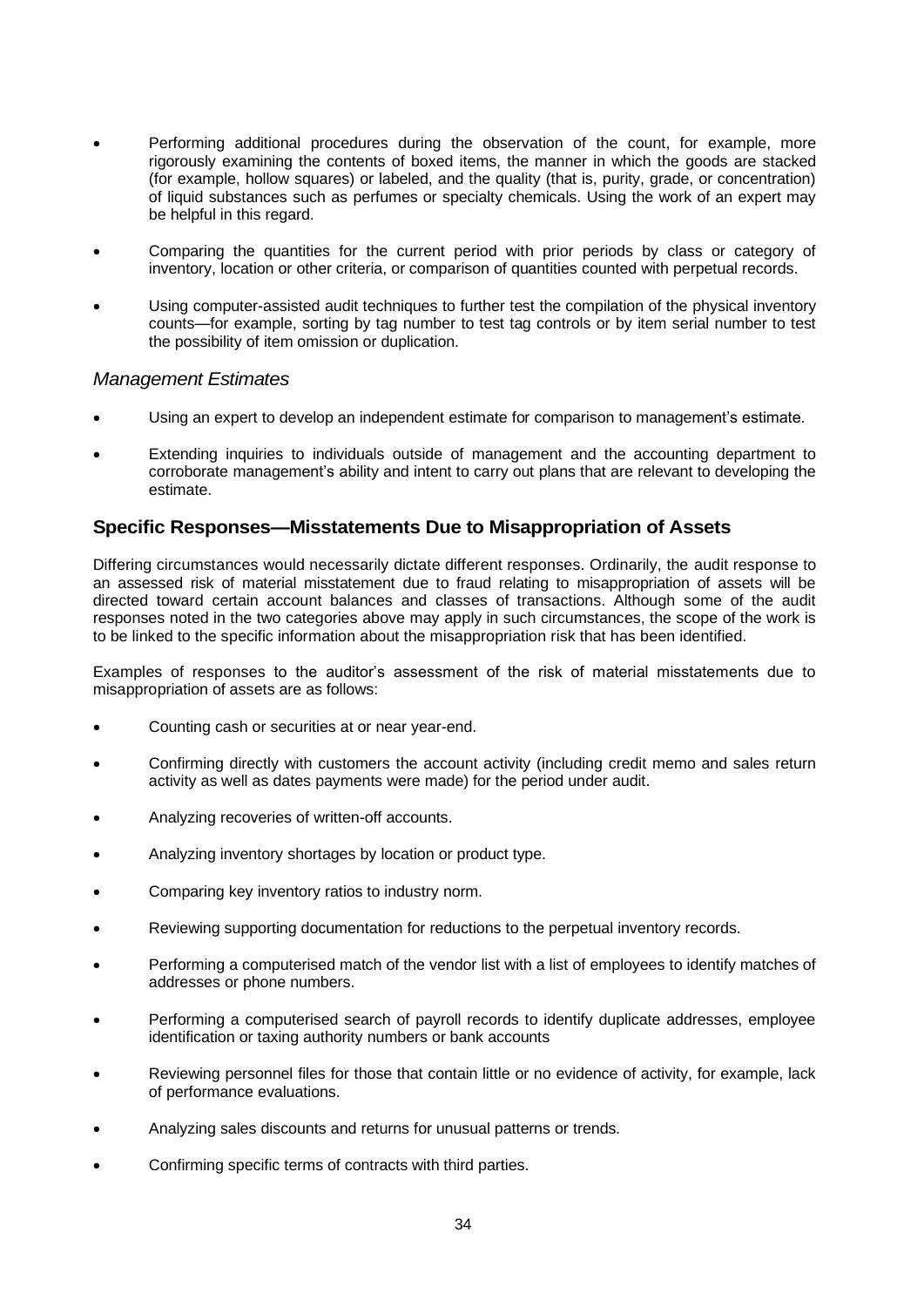- Performing additional procedures during the observation of the count, for example, more rigorously examining the contents of boxed items, the manner in which the goods are stacked (for example, hollow squares) or labeled, and the quality (that is, purity, grade, or concentration) of liquid substances such as perfumes or specialty chemicals. Using the work of an expert may be helpful in this regard.
- Comparing the quantities for the current period with prior periods by class or category of inventory, location or other criteria, or comparison of quantities counted with perpetual records.
- Using computer-assisted audit techniques to further test the compilation of the physical inventory counts—for example, sorting by tag number to test tag controls or by item serial number to test the possibility of item omission or duplication.

### *Management Estimates*

- Using an expert to develop an independent estimate for comparison to management's estimate.
- Extending inquiries to individuals outside of management and the accounting department to corroborate management's ability and intent to carry out plans that are relevant to developing the estimate.

## Specific Responses—Misstatements Due to Misappropriation of Assets

Differing circumstances would necessarily dictate different responses. Ordinarily, the audit response to an assessed risk of material misstatement due to fraud relating to misappropriation of assets will be directed toward certain account balances and classes of transactions. Although some of the audit responses noted in the two categories above may apply in such circumstances, the scope of the work is to be linked to the specific information about the misappropriation risk that has been identified.

Examples of responses to the auditor's assessment of the risk of material misstatements due to misappropriation of assets are as follows:

- Counting cash or securities at or near year-end.
- Confirming directly with customers the account activity (including credit memo and sales return activity as well as dates payments were made) for the period under audit.
- Analyzing recoveries of written-off accounts.
- Analyzing inventory shortages by location or product type.
- Comparing key inventory ratios to industry norm.
- Reviewing supporting documentation for reductions to the perpetual inventory records.
- Performing a computerised match of the vendor list with a list of employees to identify matches of addresses or phone numbers.
- Performing a computerised search of payroll records to identify duplicate addresses, employee identification or taxing authority numbers or bank accounts
- Reviewing personnel files for those that contain little or no evidence of activity, for example, lack of performance evaluations.
- Analyzing sales discounts and returns for unusual patterns or trends.
- Confirming specific terms of contracts with third parties.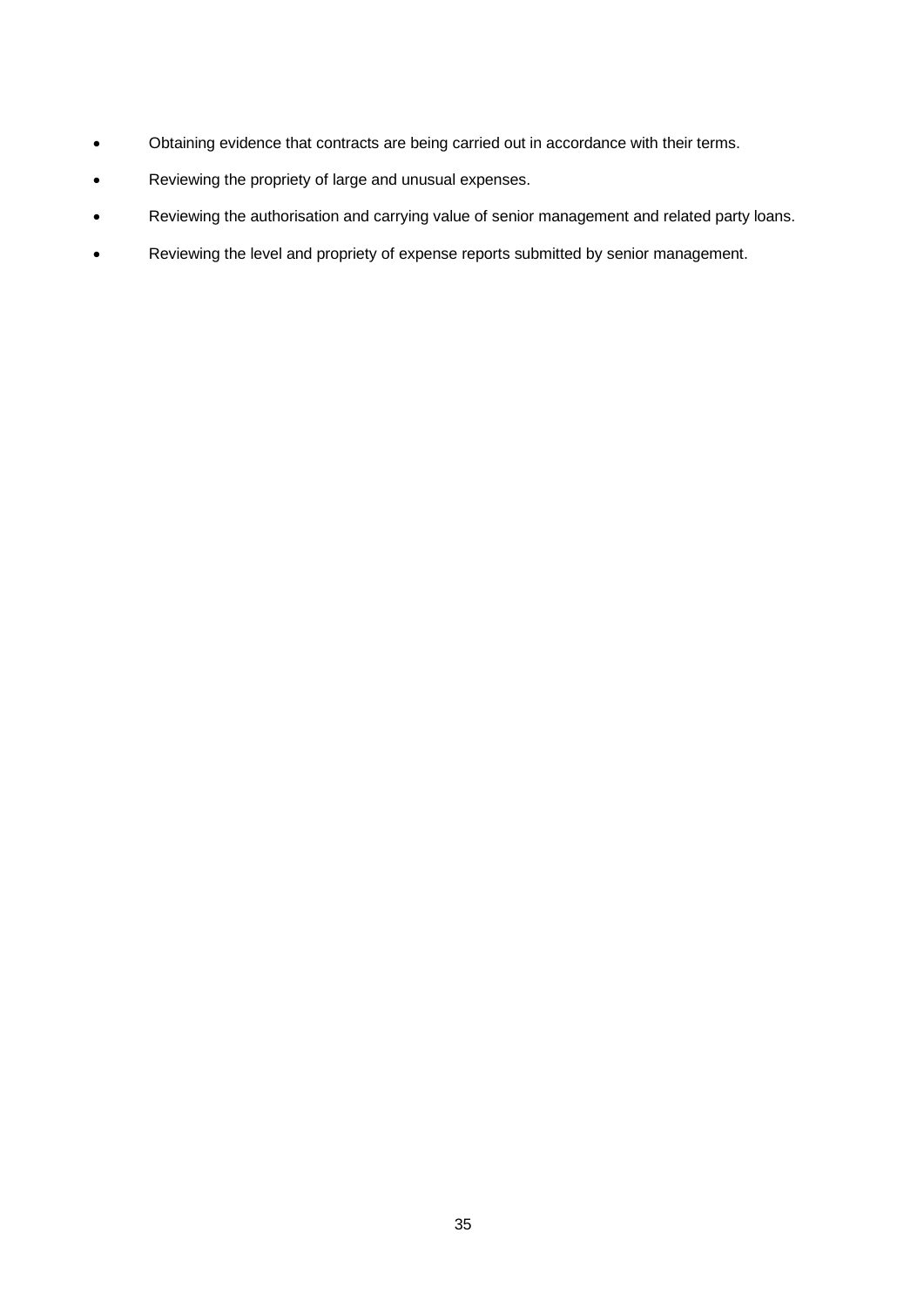- Obtaining evidence that contracts are being carried out in accordance with their terms.
- Reviewing the propriety of large and unusual expenses.
- Reviewing the authorisation and carrying value of senior management and related party loans.
- Reviewing the level and propriety of expense reports submitted by senior management.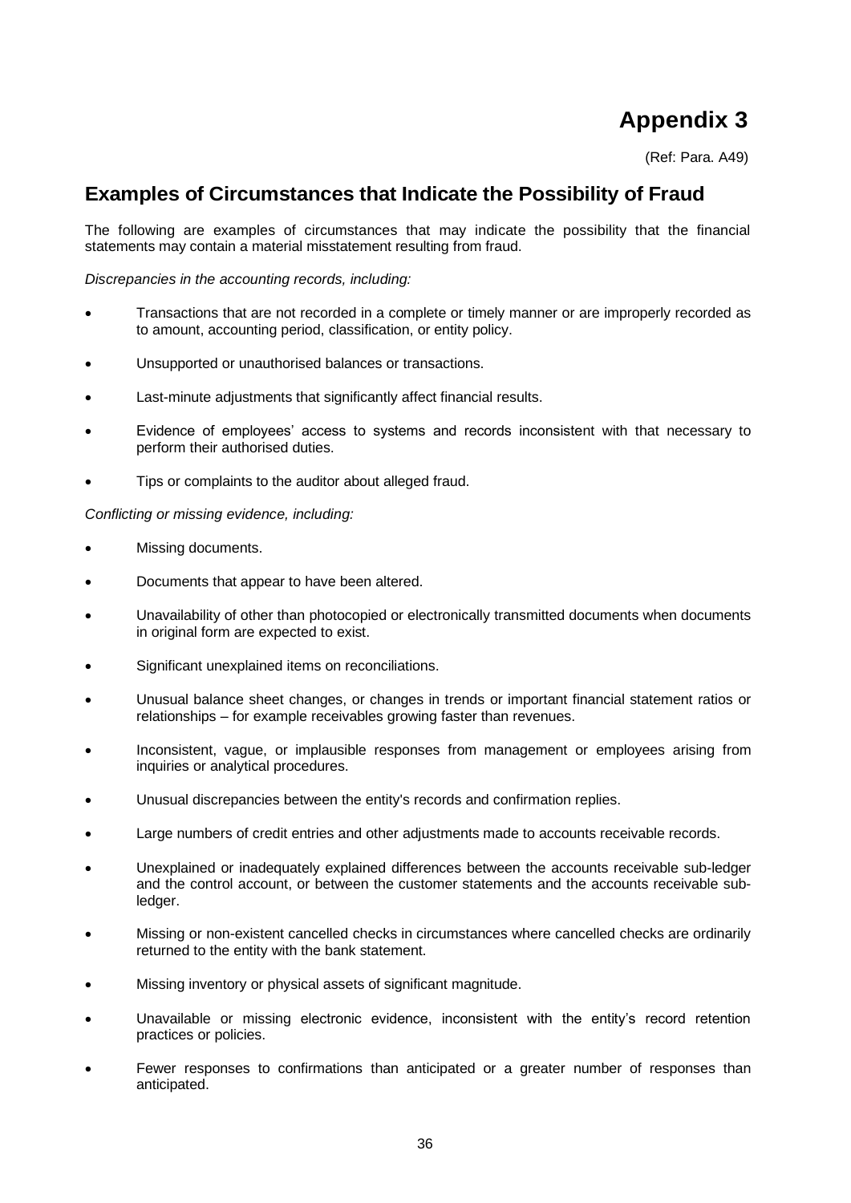# Appendix 3

(Ref: Para. A49)

## Examples of Circumstances that Indicate the Possibility of Fraud

The following are examples of circumstances that may indicate the possibility that the financial statements may contain a material misstatement resulting from fraud.

*Discrepancies in the accounting records, including:*

- Transactions that are not recorded in a complete or timely manner or are improperly recorded as to amount, accounting period, classification, or entity policy.
- Unsupported or unauthorised balances or transactions.
- Last-minute adjustments that significantly affect financial results.
- Evidence of employees' access to systems and records inconsistent with that necessary to perform their authorised duties.
- Tips or complaints to the auditor about alleged fraud.

*Conflicting or missing evidence, including:*

- Missing documents.
- Documents that appear to have been altered.
- Unavailability of other than photocopied or electronically transmitted documents when documents in original form are expected to exist.
- Significant unexplained items on reconciliations.
- Unusual balance sheet changes, or changes in trends or important financial statement ratios or relationships – for example receivables growing faster than revenues.
- Inconsistent, vague, or implausible responses from management or employees arising from inquiries or analytical procedures.
- Unusual discrepancies between the entity's records and confirmation replies.
- Large numbers of credit entries and other adjustments made to accounts receivable records.
- Unexplained or inadequately explained differences between the accounts receivable sub-ledger and the control account, or between the customer statements and the accounts receivable sub-ledger.
- Missing or non-existent cancelled checks in circumstances where cancelled checks are ordinarily returned to the entity with the bank statement.
- Missing inventory or physical assets of significant magnitude.
- Unavailable or missing electronic evidence, inconsistent with the entity's record retention practices or policies.
- Fewer responses to confirmations than anticipated or a greater number of responses than anticipated.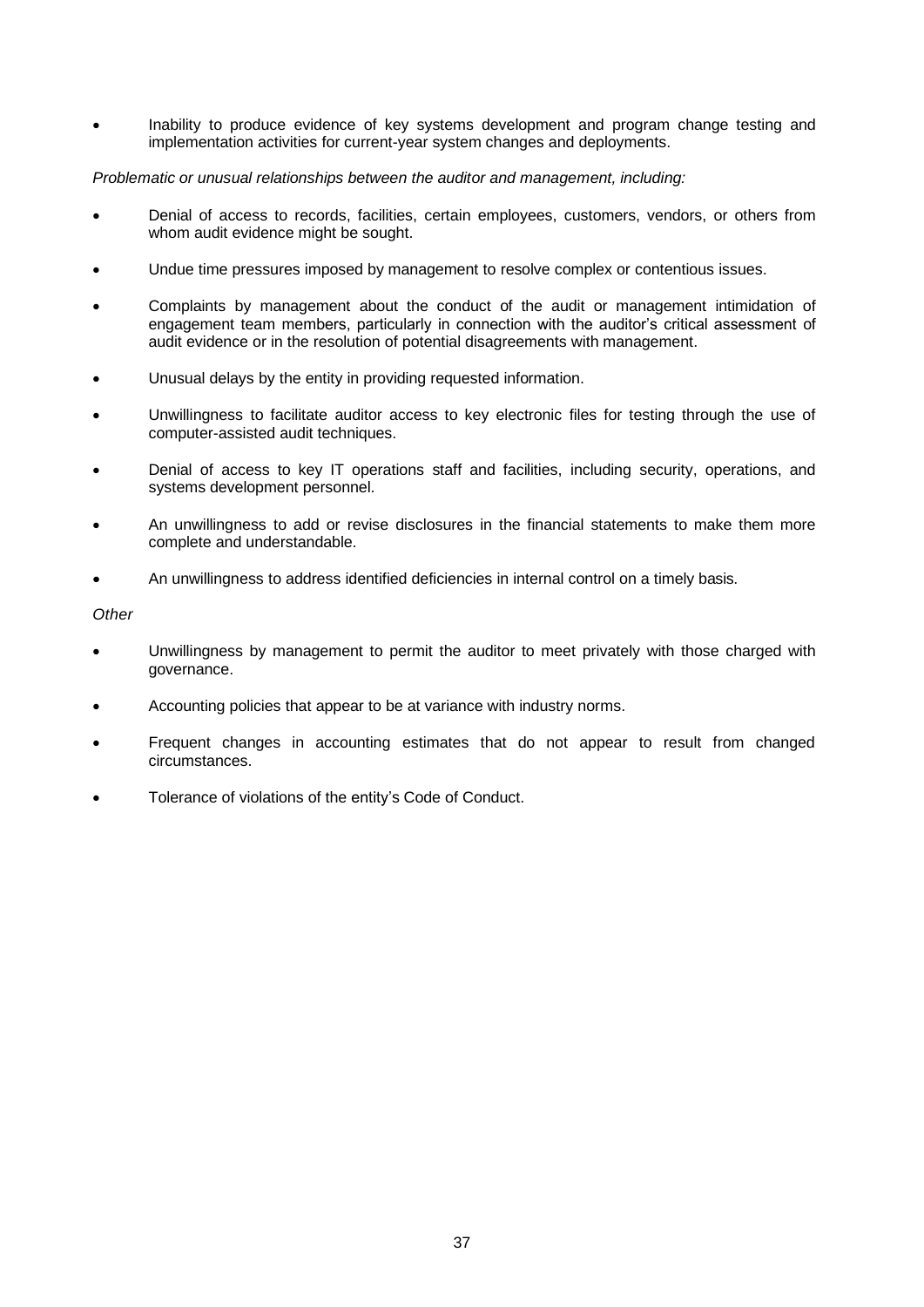- Inability to produce evidence of key systems development and program change testing and implementation activities for current-year system changes and deployments.

*Problematic or unusual relationships between the auditor and management, including:*

- Denial of access to records, facilities, certain employees, customers, vendors, or others from whom audit evidence might be sought.
- Undue time pressures imposed by management to resolve complex or contentious issues.
- Complaints by management about the conduct of the audit or management intimidation of engagement team members, particularly in connection with the auditor's critical assessment of audit evidence or in the resolution of potential disagreements with management.
- Unusual delays by the entity in providing requested information.
- Unwillingness to facilitate auditor access to key electronic files for testing through the use of computer-assisted audit techniques.
- Denial of access to key IT operations staff and facilities, including security, operations, and systems development personnel.
- An unwillingness to add or revise disclosures in the financial statements to make them more complete and understandable.
- An unwillingness to address identified deficiencies in internal control on a timely basis.

*Other*

- Unwillingness by management to permit the auditor to meet privately with those charged with governance.
- Accounting policies that appear to be at variance with industry norms.
- Frequent changes in accounting estimates that do not appear to result from changed circumstances.
- Tolerance of violations of the entity's Code of Conduct.